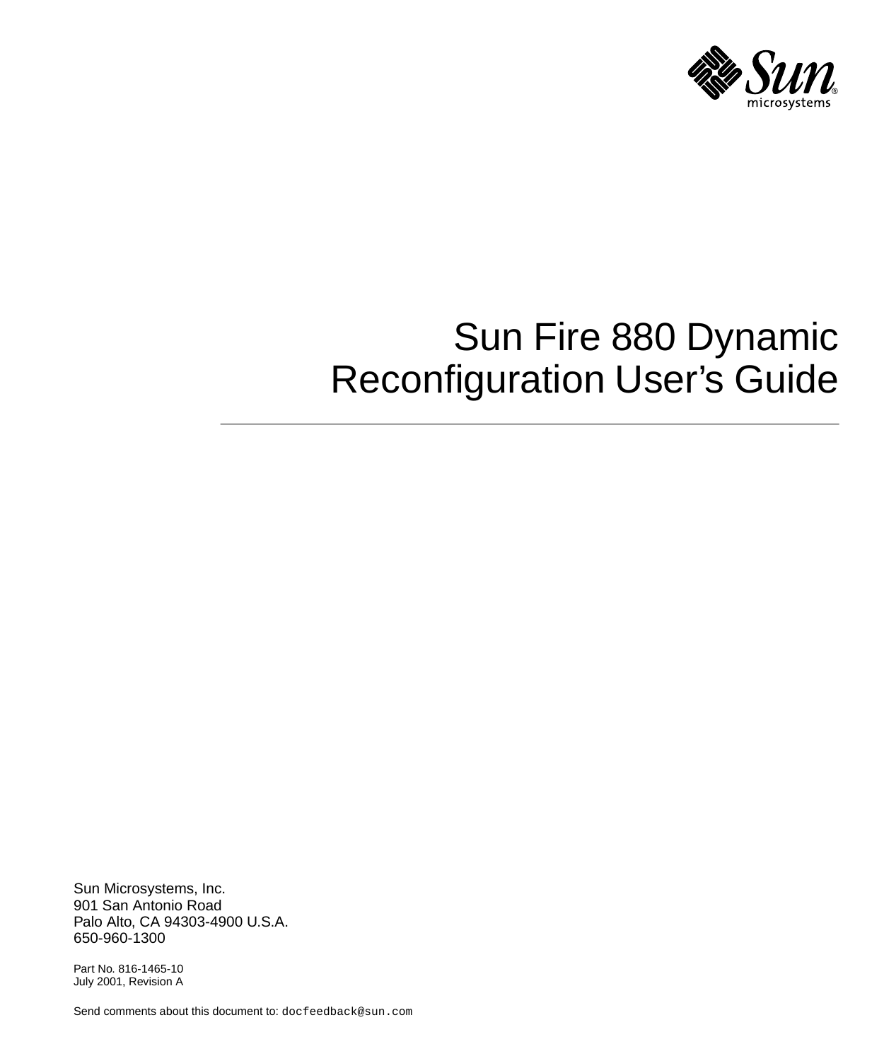# Sun Fire 880 Dynamic Reconfiguration User's Guide

Sun Microsystems, Inc.
901 San Antonio Road
Palo Alto, CA 94303-4900 U.S.A.
650-960-1300

Part No. 816-1465-10
July 2001, Revision A

Send comments about this document to: docfeedback@sun.com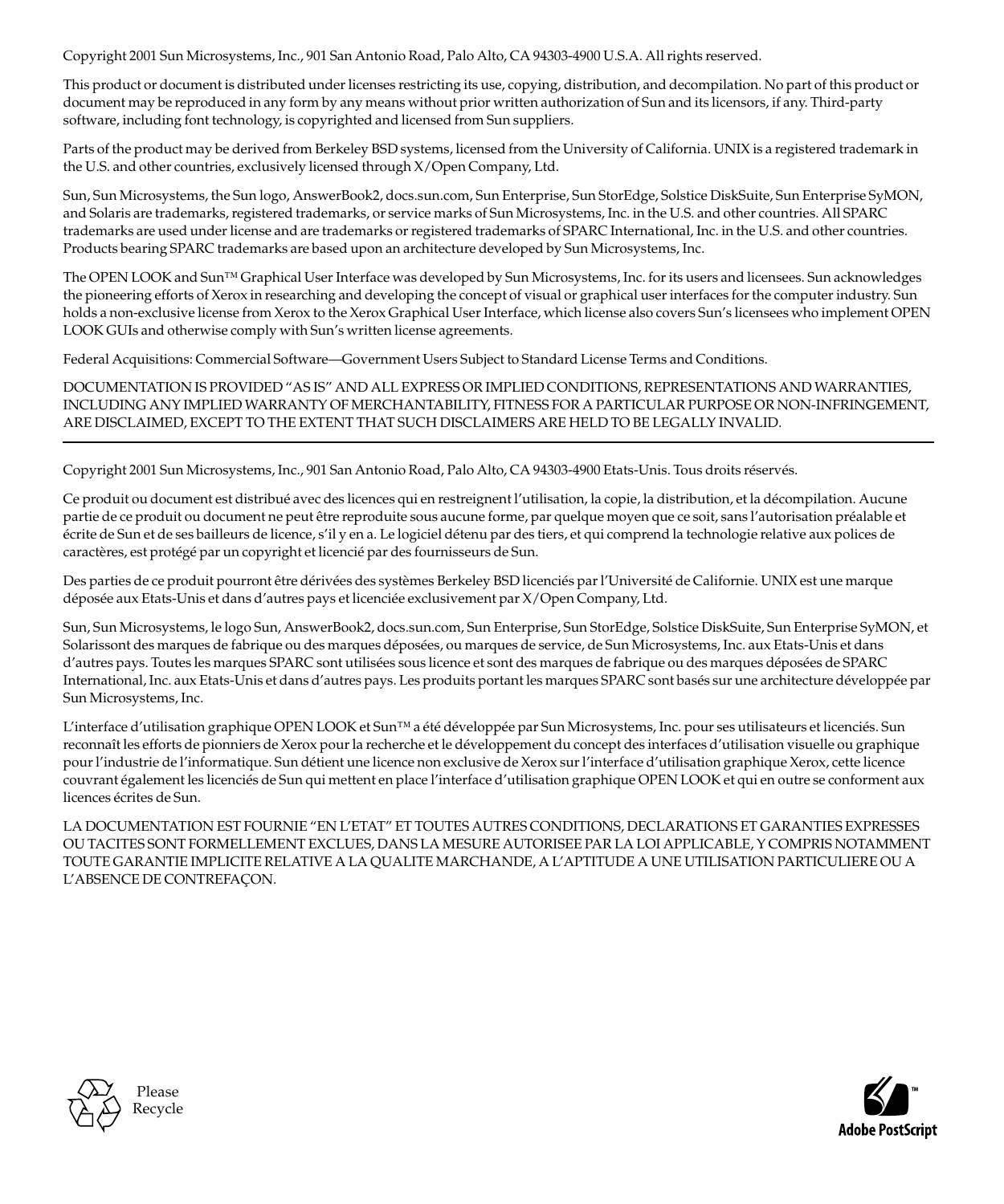Copyright 2001 Sun Microsystems, Inc., 901 San Antonio Road, Palo Alto, CA 94303-4900 U.S.A. All rights reserved.

This product or document is distributed under licenses restricting its use, copying, distribution, and decompilation. No part of this product or document may be reproduced in any form by any means without prior written authorization of Sun and its licensors, if any. Third-party software, including font technology, is copyrighted and licensed from Sun suppliers.

Parts of the product may be derived from Berkeley BSD systems, licensed from the University of California. UNIX is a registered trademark in the U.S. and other countries, exclusively licensed through X/Open Company, Ltd.

Sun, Sun Microsystems, the Sun logo, AnswerBook2, docs.sun.com, Sun Enterprise, Sun StorEdge, Solstice DiskSuite, Sun Enterprise SyMON, and Solaris are trademarks, registered trademarks, or service marks of Sun Microsystems, Inc. in the U.S. and other countries. All SPARC trademarks are used under license and are trademarks or registered trademarks of SPARC International, Inc. in the U.S. and other countries. Products bearing SPARC trademarks are based upon an architecture developed by Sun Microsystems, Inc.

The OPEN LOOK and Sun™ Graphical User Interface was developed by Sun Microsystems, Inc. for its users and licensees. Sun acknowledges the pioneering efforts of Xerox in researching and developing the concept of visual or graphical user interfaces for the computer industry. Sun holds a non-exclusive license from Xerox to the Xerox Graphical User Interface, which license also covers Sun's licensees who implement OPEN LOOK GUIs and otherwise comply with Sun's written license agreements.

Federal Acquisitions: Commercial Software—Government Users Subject to Standard License Terms and Conditions.

DOCUMENTATION IS PROVIDED "AS IS" AND ALL EXPRESS OR IMPLIED CONDITIONS, REPRESENTATIONS AND WARRANTIES, INCLUDING ANY IMPLIED WARRANTY OF MERCHANTABILITY, FITNESS FOR A PARTICULAR PURPOSE OR NON-INFRINGEMENT, ARE DISCLAIMED, EXCEPT TO THE EXTENT THAT SUCH DISCLAIMERS ARE HELD TO BE LEGALLY INVALID.

---

Copyright 2001 Sun Microsystems, Inc., 901 San Antonio Road, Palo Alto, CA 94303-4900 Etats-Unis. Tous droits réservés.

Ce produit ou document est distribué avec des licences qui en restreignent l'utilisation, la copie, la distribution, et la décompilation. Aucune partie de ce produit ou document ne peut être reproduite sous aucune forme, par quelque moyen que ce soit, sans l'autorisation préalable et écrite de Sun et de ses bailleurs de licence, s'il y en a. Le logiciel détenu par des tiers, et qui comprend la technologie relative aux polices de caractères, est protégé par un copyright et licencié par des fournisseurs de Sun.

Des parties de ce produit pourront être dérivées des systèmes Berkeley BSD licenciés par l'Université de Californie. UNIX est une marque déposée aux Etats-Unis et dans d'autres pays et licenciée exclusivement par X/Open Company, Ltd.

Sun, Sun Microsystems, le logo Sun, AnswerBook2, docs.sun.com, Sun Enterprise, Sun StorEdge, Solstice DiskSuite, Sun Enterprise SyMON, et Solarissont des marques de fabrique ou des marques déposées, ou marques de service, de Sun Microsystems, Inc. aux Etats-Unis et dans d'autres pays. Toutes les marques SPARC sont utilisées sous licence et sont des marques de fabrique ou des marques déposées de SPARC International, Inc. aux Etats-Unis et dans d'autres pays. Les produits portant les marques SPARC sont basés sur une architecture développée par Sun Microsystems, Inc.

L'interface d'utilisation graphique OPEN LOOK et Sun™ a été développée par Sun Microsystems, Inc. pour ses utilisateurs et licenciés. Sun reconnaît les efforts de pionniers de Xerox pour la recherche et le développement du concept des interfaces d'utilisation visuelle ou graphique pour l'industrie de l'informatique. Sun détient une licence non exclusive de Xerox sur l'interface d'utilisation graphique Xerox, cette licence couvrant également les licenciés de Sun qui mettent en place l'interface d'utilisation graphique OPEN LOOK et qui en outre se conforment aux licences écrites de Sun.

LA DOCUMENTATION EST FOURNIE "EN L'ETAT" ET TOUTES AUTRES CONDITIONS, DECLARATIONS ET GARANTIES EXPRESSES OU TACITES SONT FORMELLEMENT EXCLUES, DANS LA MESURE AUTORISEE PAR LA LOI APPLICABLE, Y COMPRIS NOTAMMENT TOUTE GARANTIE IMPLICITE RELATIVE A LA QUALITE MARCHANDE, A L'APTITUDE A UNE UTILISATION PARTICULIERE OU A L'ABSENCE DE CONTREFAÇON.

Please Recycle

Adobe PostScript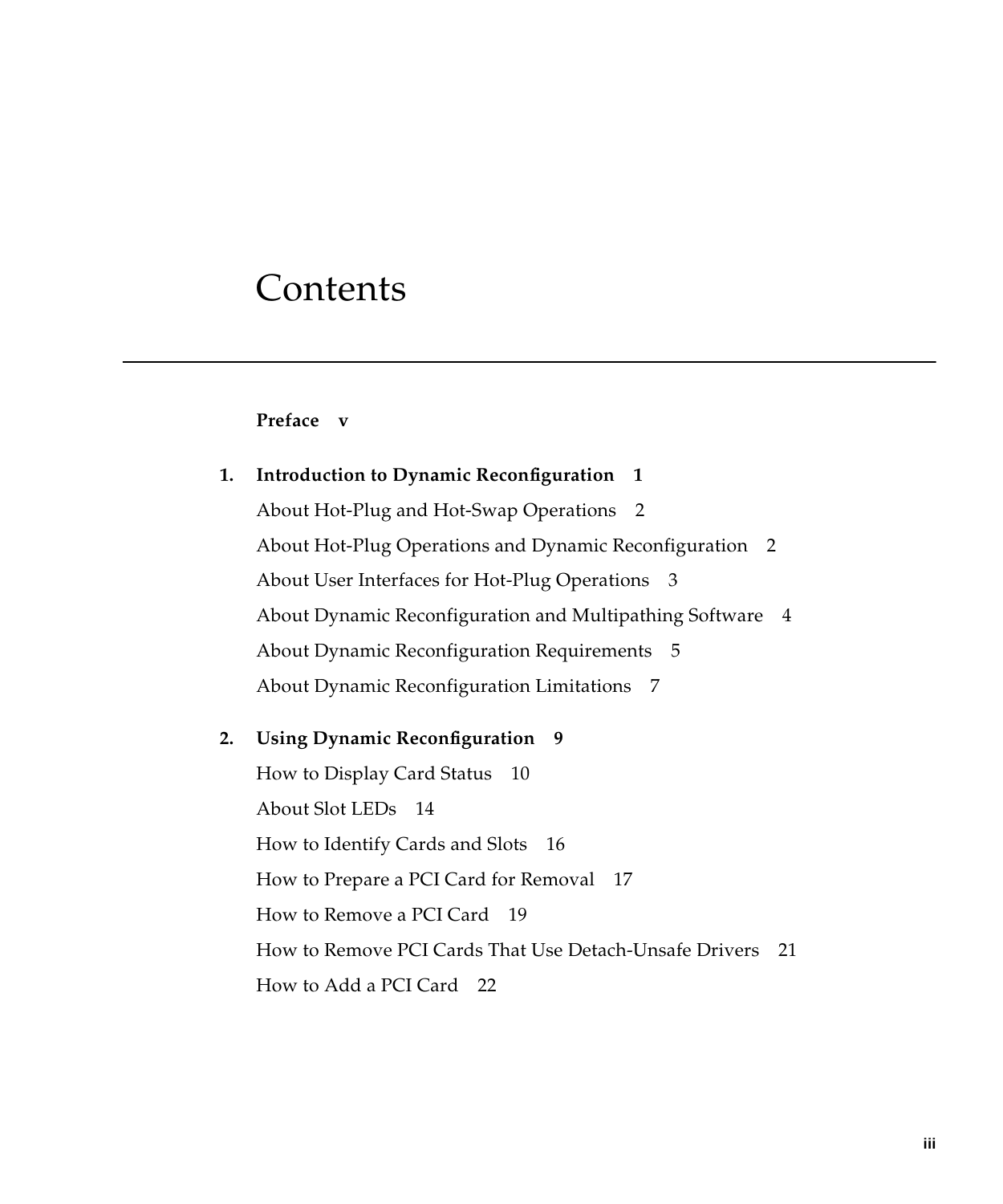# Contents

**Preface v**

**1. Introduction to Dynamic Reconfiguration 1**

About Hot-Plug and Hot-Swap Operations 2

About Hot-Plug Operations and Dynamic Reconfiguration 2

About User Interfaces for Hot-Plug Operations 3

About Dynamic Reconfiguration and Multipathing Software 4

About Dynamic Reconfiguration Requirements 5

About Dynamic Reconfiguration Limitations 7

**2. Using Dynamic Reconfiguration 9**

How to Display Card Status 10

About Slot LEDs 14

How to Identify Cards and Slots 16

How to Prepare a PCI Card for Removal 17

How to Remove a PCI Card 19

How to Remove PCI Cards That Use Detach-Unsafe Drivers 21

How to Add a PCI Card 22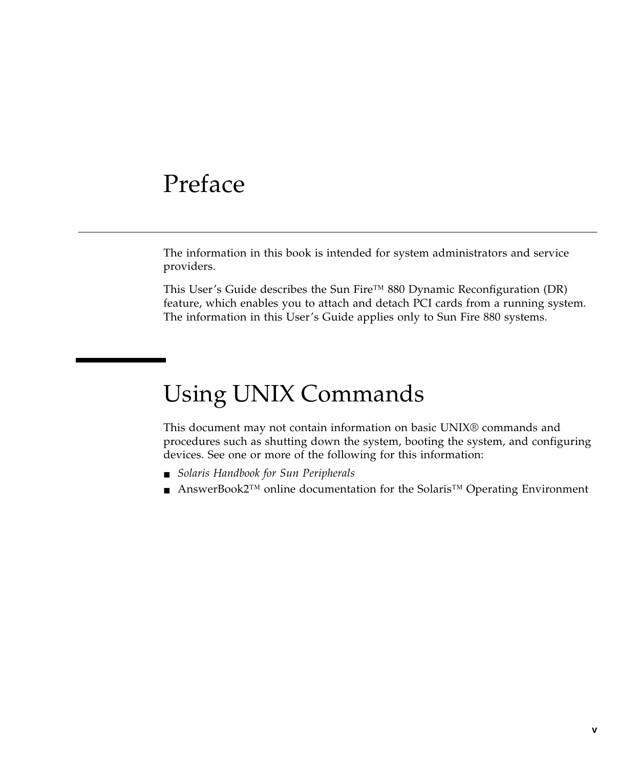# Preface

The information in this book is intended for system administrators and service providers.

This User's Guide describes the Sun Fire™ 880 Dynamic Reconfiguration (DR) feature, which enables you to attach and detach PCI cards from a running system. The information in this User's Guide applies only to Sun Fire 880 systems.

## Using UNIX Commands

This document may not contain information on basic UNIX® commands and procedures such as shutting down the system, booting the system, and configuring devices. See one or more of the following for this information:

- *Solaris Handbook for Sun Peripherals*
- AnswerBook2™ online documentation for the Solaris™ Operating Environment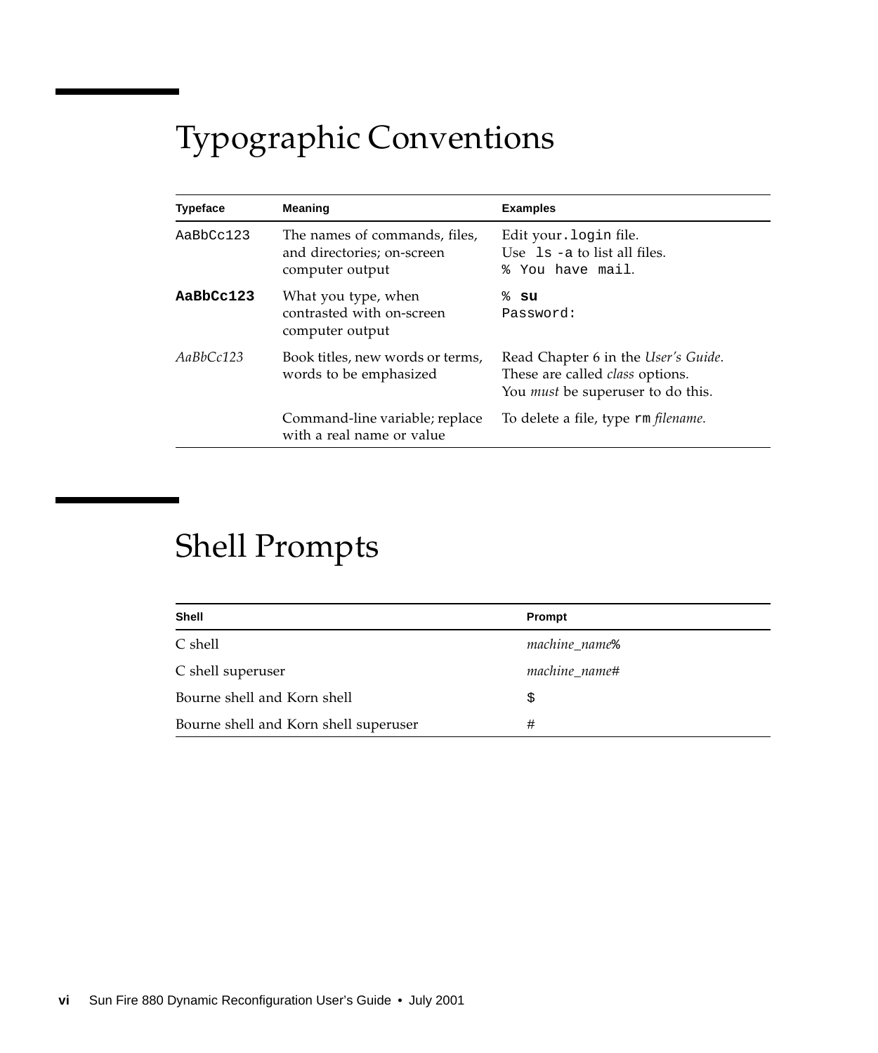# Typographic Conventions

| Typeface | Meaning | Examples |
|---|---|---|
| `AaBbCc123` | The names of commands, files, and directories; on-screen computer output | Edit your `.login` file.<br>Use `ls -a` to list all files.<br>`% You have mail`. |
| **`AaBbCc123`** | What you type, when contrasted with on-screen computer output | `%` **`su`**<br>`Password:` |
| *AaBbCc123* | Book titles, new words or terms, words to be emphasized | Read Chapter 6 in the *User's Guide*.<br>These are called *class* options.<br>You *must* be superuser to do this. |
| | Command-line variable; replace with a real name or value | To delete a file, type `rm` *filename*. |

# Shell Prompts

| Shell | Prompt |
|---|---|
| C shell | *machine_name*% |
| C shell superuser | *machine_name*# |
| Bourne shell and Korn shell | `$` |
| Bourne shell and Korn shell superuser | `#` |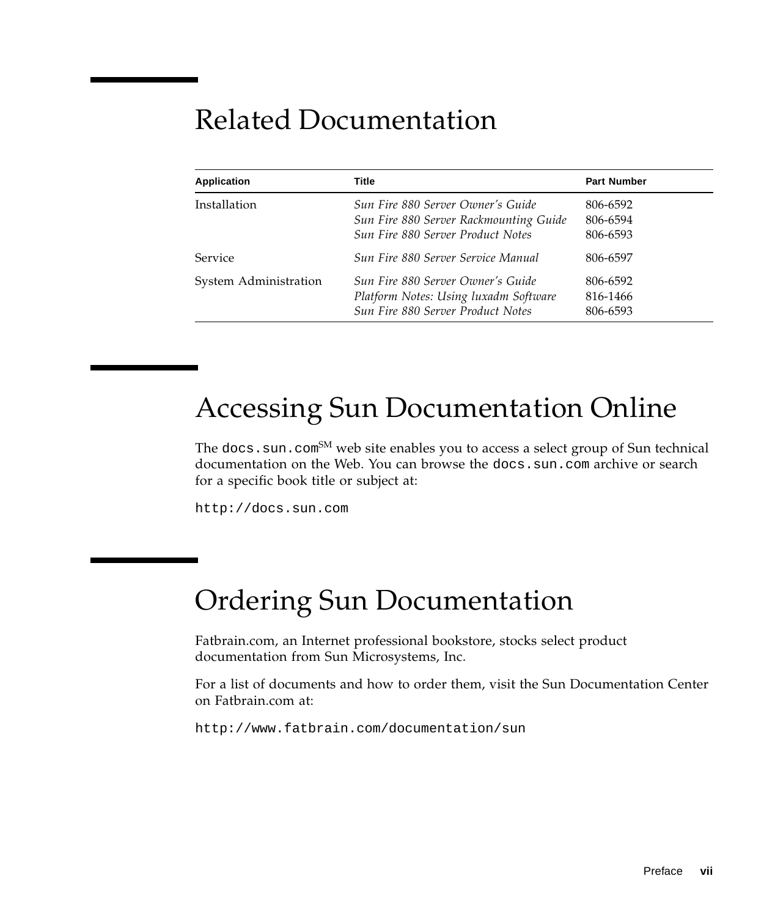# Related Documentation

| Application | Title | Part Number |
|---|---|---|
| Installation | *Sun Fire 880 Server Owner's Guide* | 806-6592 |
| | *Sun Fire 880 Server Rackmounting Guide* | 806-6594 |
| | *Sun Fire 880 Server Product Notes* | 806-6593 |
| Service | *Sun Fire 880 Server Service Manual* | 806-6597 |
| System Administration | *Sun Fire 880 Server Owner's Guide* | 806-6592 |
| | *Platform Notes: Using luxadm Software* | 816-1466 |
| | *Sun Fire 880 Server Product Notes* | 806-6593 |

# Accessing Sun Documentation Online

The `docs.sun.com`SM web site enables you to access a select group of Sun technical documentation on the Web. You can browse the `docs.sun.com` archive or search for a specific book title or subject at:

`http://docs.sun.com`

# Ordering Sun Documentation

Fatbrain.com, an Internet professional bookstore, stocks select product documentation from Sun Microsystems, Inc.

For a list of documents and how to order them, visit the Sun Documentation Center on Fatbrain.com at:

`http://www.fatbrain.com/documentation/sun`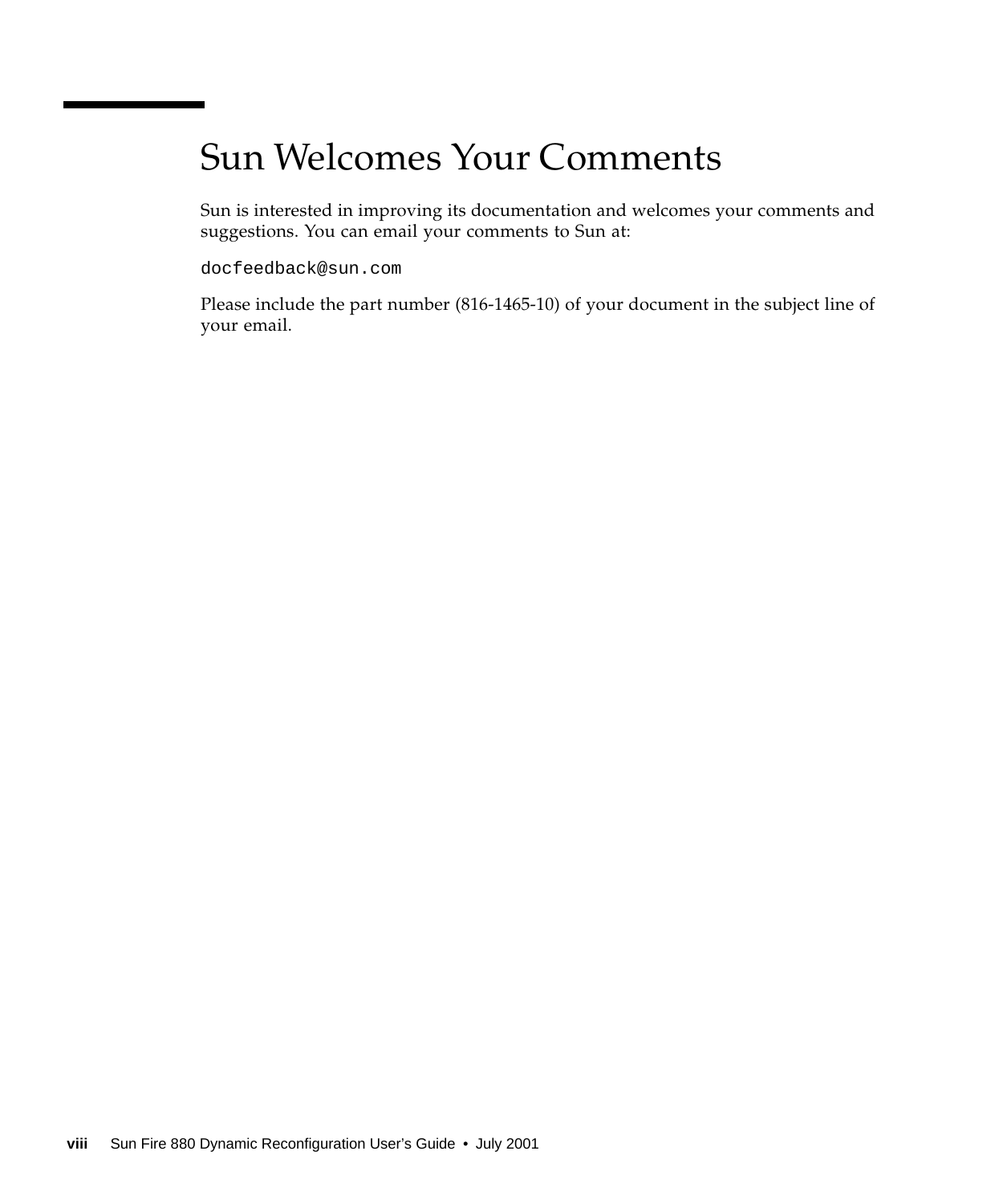# Sun Welcomes Your Comments

Sun is interested in improving its documentation and welcomes your comments and suggestions. You can email your comments to Sun at:

`docfeedback@sun.com`

Please include the part number (816-1465-10) of your document in the subject line of your email.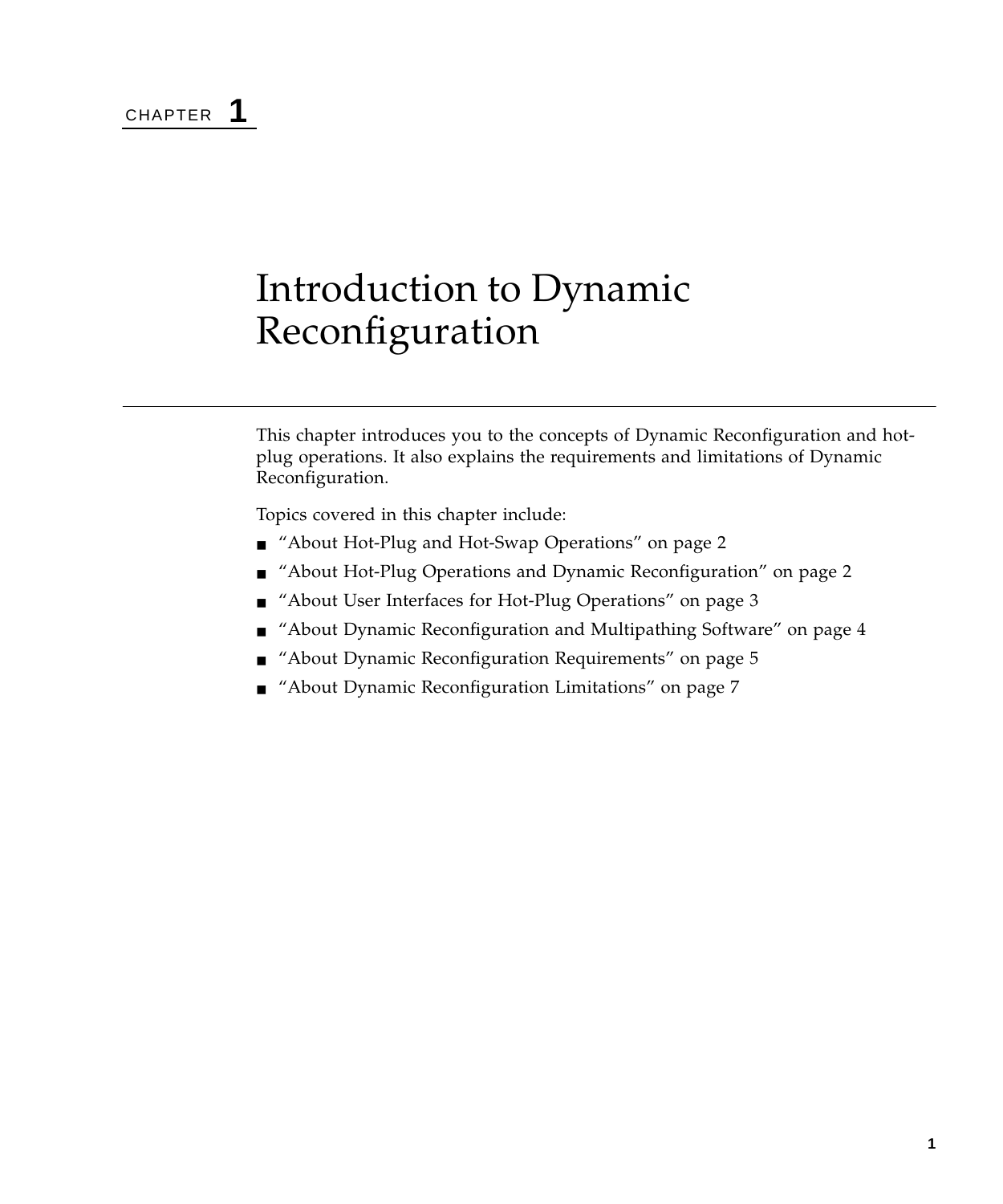CHAPTER **1**

# Introduction to Dynamic Reconfiguration

This chapter introduces you to the concepts of Dynamic Reconfiguration and hot-plug operations. It also explains the requirements and limitations of Dynamic Reconfiguration.

Topics covered in this chapter include:

- "About Hot-Plug and Hot-Swap Operations" on page 2
- "About Hot-Plug Operations and Dynamic Reconfiguration" on page 2
- "About User Interfaces for Hot-Plug Operations" on page 3
- "About Dynamic Reconfiguration and Multipathing Software" on page 4
- "About Dynamic Reconfiguration Requirements" on page 5
- "About Dynamic Reconfiguration Limitations" on page 7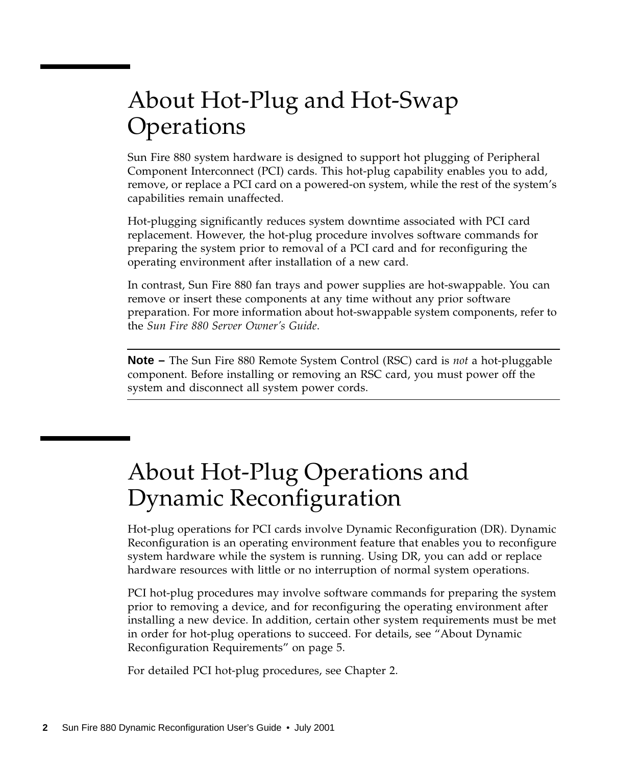## About Hot-Plug and Hot-Swap Operations

Sun Fire 880 system hardware is designed to support hot plugging of Peripheral Component Interconnect (PCI) cards. This hot-plug capability enables you to add, remove, or replace a PCI card on a powered-on system, while the rest of the system's capabilities remain unaffected.

Hot-plugging significantly reduces system downtime associated with PCI card replacement. However, the hot-plug procedure involves software commands for preparing the system prior to removal of a PCI card and for reconfiguring the operating environment after installation of a new card.

In contrast, Sun Fire 880 fan trays and power supplies are hot-swappable. You can remove or insert these components at any time without any prior software preparation. For more information about hot-swappable system components, refer to the *Sun Fire 880 Server Owner's Guide*.

---

**Note –** The Sun Fire 880 Remote System Control (RSC) card is *not* a hot-pluggable component. Before installing or removing an RSC card, you must power off the system and disconnect all system power cords.

---

## About Hot-Plug Operations and Dynamic Reconfiguration

Hot-plug operations for PCI cards involve Dynamic Reconfiguration (DR). Dynamic Reconfiguration is an operating environment feature that enables you to reconfigure system hardware while the system is running. Using DR, you can add or replace hardware resources with little or no interruption of normal system operations.

PCI hot-plug procedures may involve software commands for preparing the system prior to removing a device, and for reconfiguring the operating environment after installing a new device. In addition, certain other system requirements must be met in order for hot-plug operations to succeed. For details, see "About Dynamic Reconfiguration Requirements" on page 5.

For detailed PCI hot-plug procedures, see Chapter 2.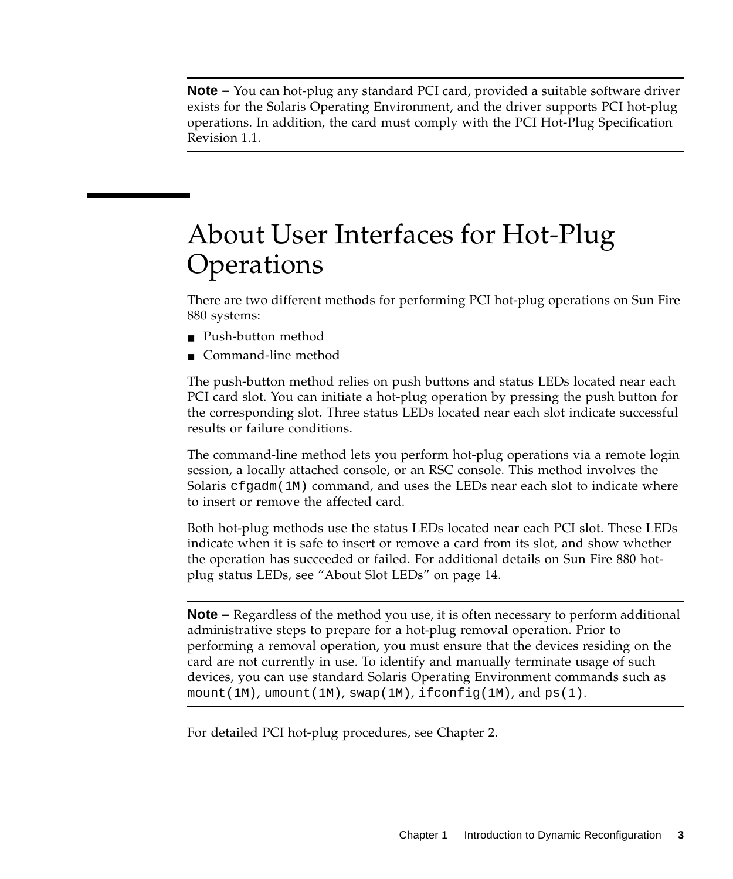---

**Note –** You can hot-plug any standard PCI card, provided a suitable software driver exists for the Solaris Operating Environment, and the driver supports PCI hot-plug operations. In addition, the card must comply with the PCI Hot-Plug Specification Revision 1.1.

---

# About User Interfaces for Hot-Plug Operations

There are two different methods for performing PCI hot-plug operations on Sun Fire 880 systems:

- Push-button method
- Command-line method

The push-button method relies on push buttons and status LEDs located near each PCI card slot. You can initiate a hot-plug operation by pressing the push button for the corresponding slot. Three status LEDs located near each slot indicate successful results or failure conditions.

The command-line method lets you perform hot-plug operations via a remote login session, a locally attached console, or an RSC console. This method involves the Solaris `cfgadm(1M)` command, and uses the LEDs near each slot to indicate where to insert or remove the affected card.

Both hot-plug methods use the status LEDs located near each PCI slot. These LEDs indicate when it is safe to insert or remove a card from its slot, and show whether the operation has succeeded or failed. For additional details on Sun Fire 880 hot-plug status LEDs, see "About Slot LEDs" on page 14.

---

**Note –** Regardless of the method you use, it is often necessary to perform additional administrative steps to prepare for a hot-plug removal operation. Prior to performing a removal operation, you must ensure that the devices residing on the card are not currently in use. To identify and manually terminate usage of such devices, you can use standard Solaris Operating Environment commands such as `mount(1M)`, `umount(1M)`, `swap(1M)`, `ifconfig(1M)`, and `ps(1)`.

---

For detailed PCI hot-plug procedures, see Chapter 2.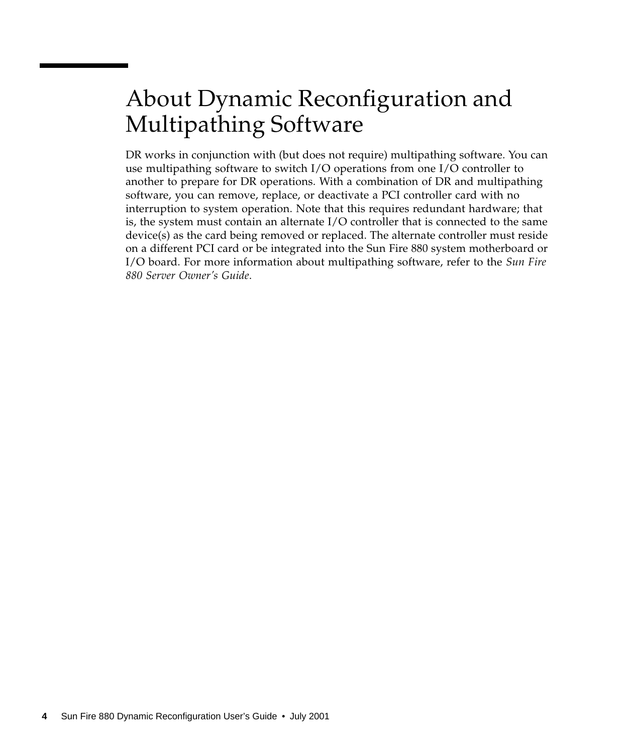## About Dynamic Reconfiguration and Multipathing Software

DR works in conjunction with (but does not require) multipathing software. You can use multipathing software to switch I/O operations from one I/O controller to another to prepare for DR operations. With a combination of DR and multipathing software, you can remove, replace, or deactivate a PCI controller card with no interruption to system operation. Note that this requires redundant hardware; that is, the system must contain an alternate I/O controller that is connected to the same device(s) as the card being removed or replaced. The alternate controller must reside on a different PCI card or be integrated into the Sun Fire 880 system motherboard or I/O board. For more information about multipathing software, refer to the *Sun Fire 880 Server Owner's Guide*.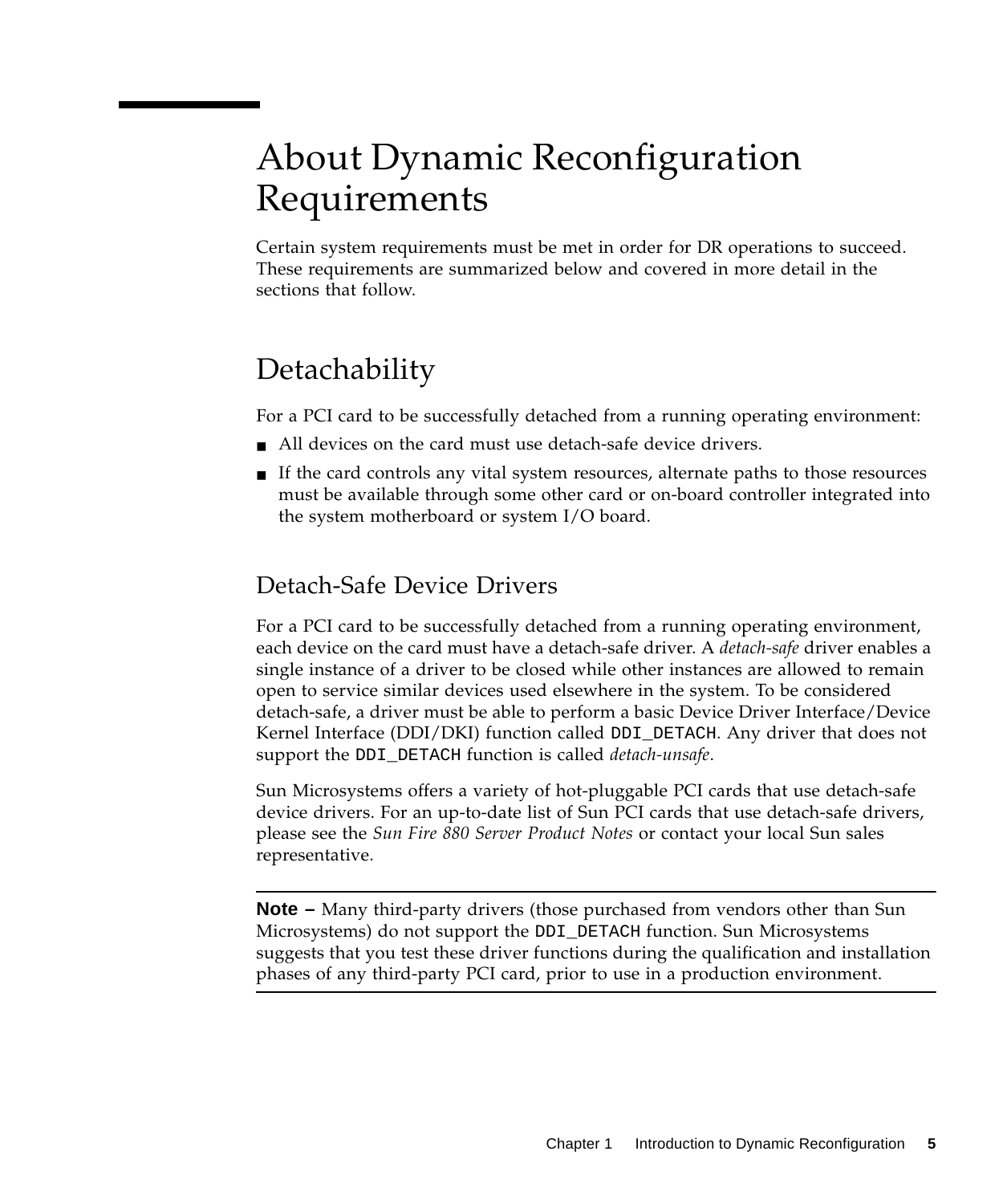# About Dynamic Reconfiguration Requirements

Certain system requirements must be met in order for DR operations to succeed. These requirements are summarized below and covered in more detail in the sections that follow.

## Detachability

For a PCI card to be successfully detached from a running operating environment:

- All devices on the card must use detach-safe device drivers.
- If the card controls any vital system resources, alternate paths to those resources must be available through some other card or on-board controller integrated into the system motherboard or system I/O board.

### Detach-Safe Device Drivers

For a PCI card to be successfully detached from a running operating environment, each device on the card must have a detach-safe driver. A *detach-safe* driver enables a single instance of a driver to be closed while other instances are allowed to remain open to service similar devices used elsewhere in the system. To be considered detach-safe, a driver must be able to perform a basic Device Driver Interface/Device Kernel Interface (DDI/DKI) function called `DDI_DETACH`. Any driver that does not support the `DDI_DETACH` function is called *detach-unsafe*.

Sun Microsystems offers a variety of hot-pluggable PCI cards that use detach-safe device drivers. For an up-to-date list of Sun PCI cards that use detach-safe drivers, please see the *Sun Fire 880 Server Product Notes* or contact your local Sun sales representative.

---

**Note –** Many third-party drivers (those purchased from vendors other than Sun Microsystems) do not support the `DDI_DETACH` function. Sun Microsystems suggests that you test these driver functions during the qualification and installation phases of any third-party PCI card, prior to use in a production environment.

---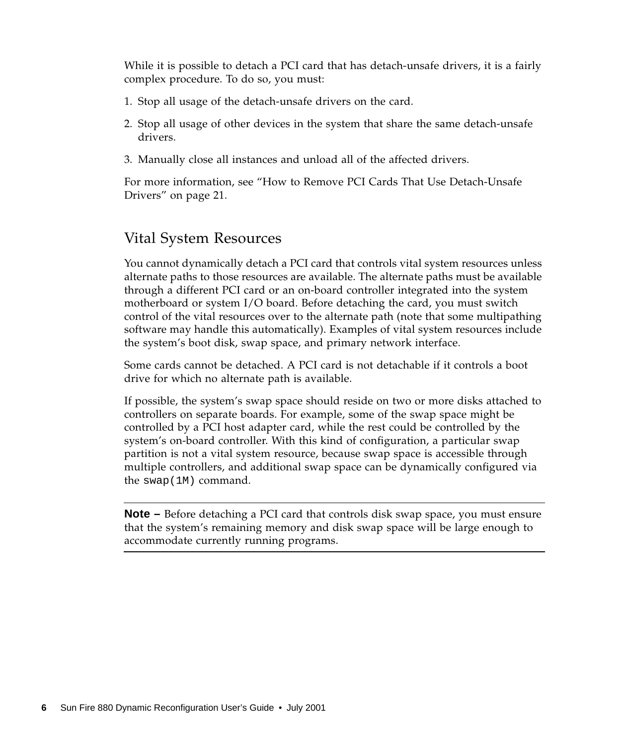While it is possible to detach a PCI card that has detach-unsafe drivers, it is a fairly complex procedure. To do so, you must:

1. Stop all usage of the detach-unsafe drivers on the card.
2. Stop all usage of other devices in the system that share the same detach-unsafe drivers.
3. Manually close all instances and unload all of the affected drivers.

For more information, see "How to Remove PCI Cards That Use Detach-Unsafe Drivers" on page 21.

## Vital System Resources

You cannot dynamically detach a PCI card that controls vital system resources unless alternate paths to those resources are available. The alternate paths must be available through a different PCI card or an on-board controller integrated into the system motherboard or system I/O board. Before detaching the card, you must switch control of the vital resources over to the alternate path (note that some multipathing software may handle this automatically). Examples of vital system resources include the system's boot disk, swap space, and primary network interface.

Some cards cannot be detached. A PCI card is not detachable if it controls a boot drive for which no alternate path is available.

If possible, the system's swap space should reside on two or more disks attached to controllers on separate boards. For example, some of the swap space might be controlled by a PCI host adapter card, while the rest could be controlled by the system's on-board controller. With this kind of configuration, a particular swap partition is not a vital system resource, because swap space is accessible through multiple controllers, and additional swap space can be dynamically configured via the `swap(1M)` command.

---

**Note –** Before detaching a PCI card that controls disk swap space, you must ensure that the system's remaining memory and disk swap space will be large enough to accommodate currently running programs.

---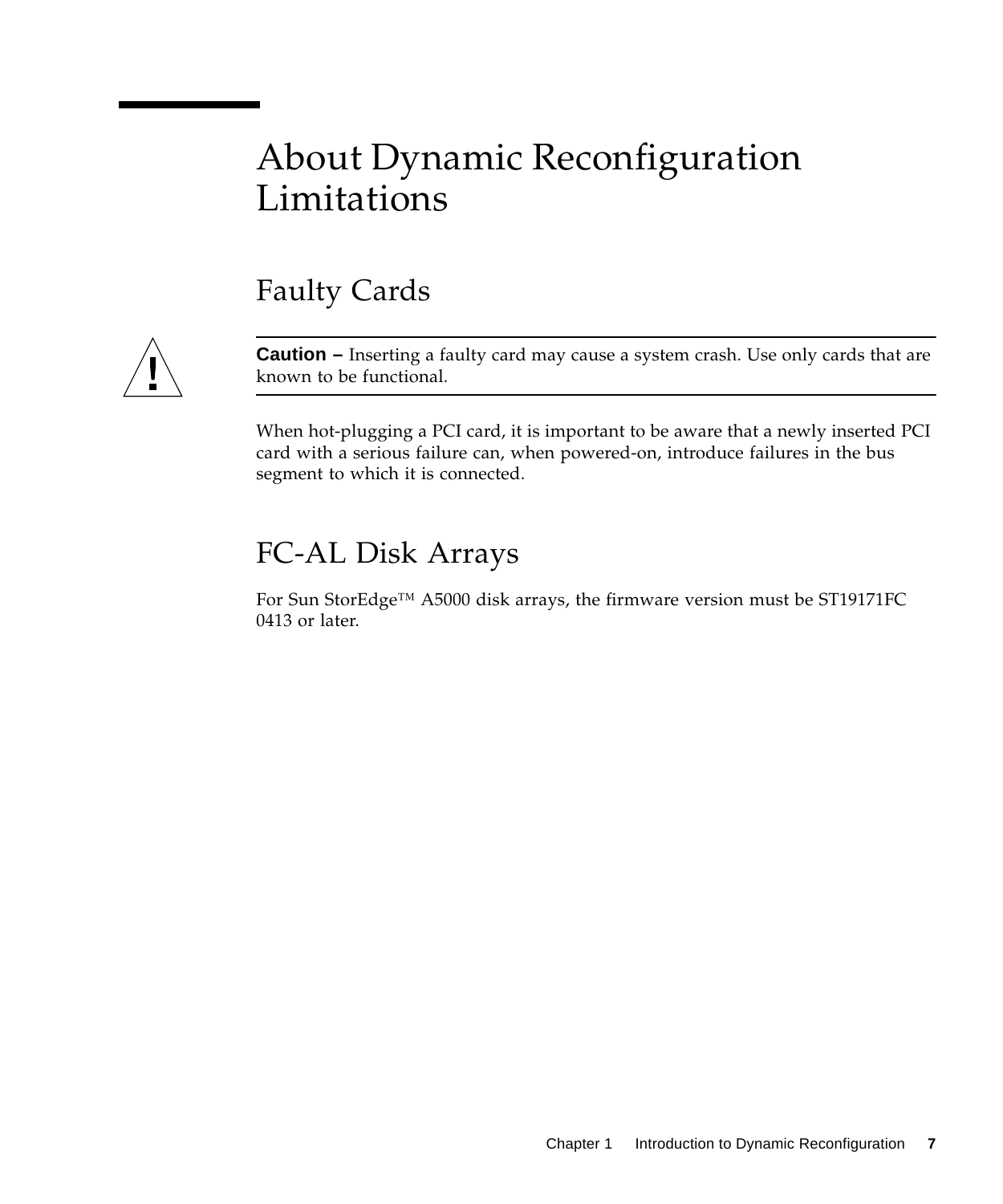# About Dynamic Reconfiguration Limitations

## Faulty Cards

---

**Caution –** Inserting a faulty card may cause a system crash. Use only cards that are known to be functional.

---

When hot-plugging a PCI card, it is important to be aware that a newly inserted PCI card with a serious failure can, when powered-on, introduce failures in the bus segment to which it is connected.

## FC-AL Disk Arrays

For Sun StorEdge™ A5000 disk arrays, the firmware version must be ST19171FC 0413 or later.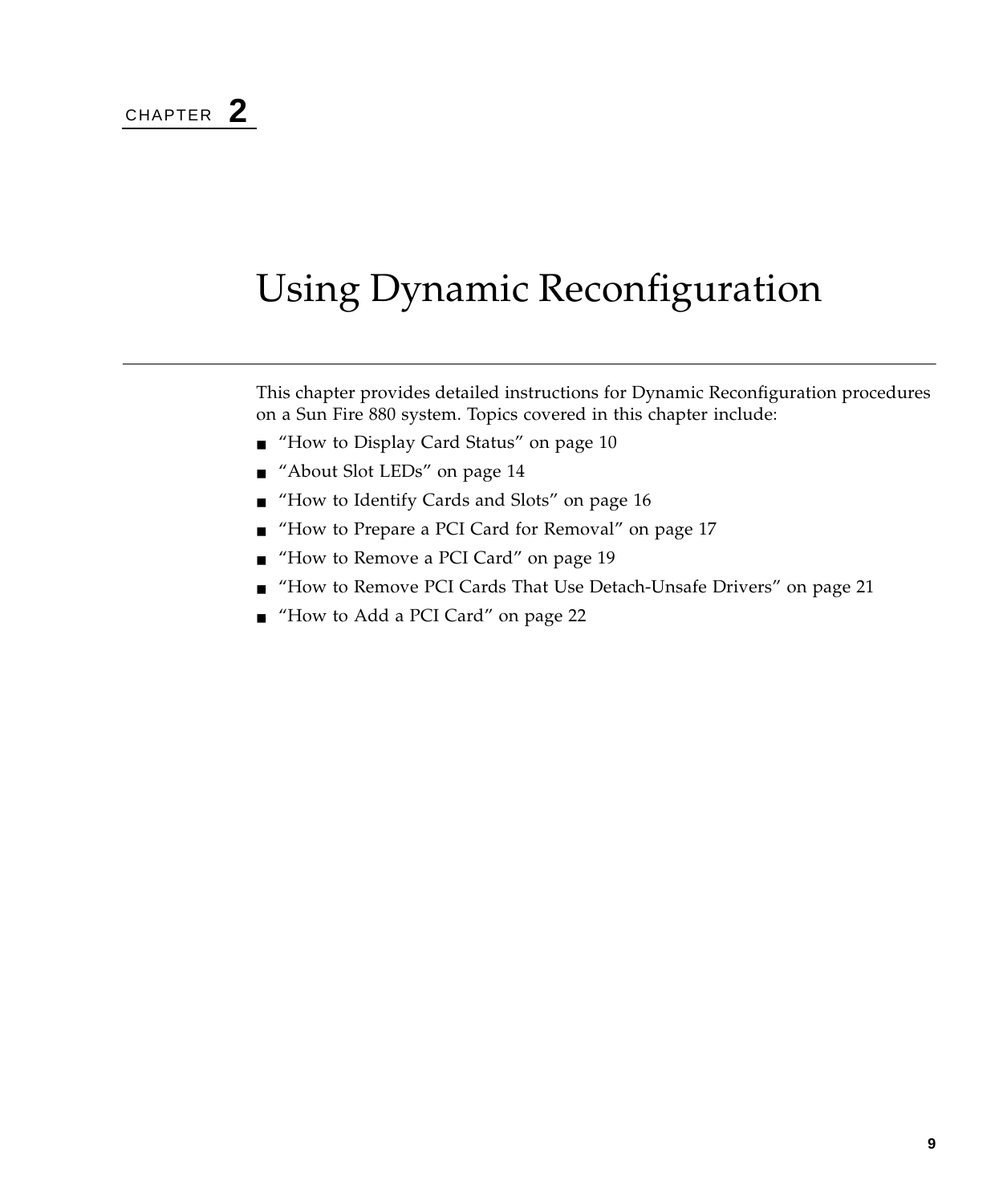CHAPTER 2

# Using Dynamic Reconfiguration

This chapter provides detailed instructions for Dynamic Reconfiguration procedures on a Sun Fire 880 system. Topics covered in this chapter include:

- "How to Display Card Status" on page 10
- "About Slot LEDs" on page 14
- "How to Identify Cards and Slots" on page 16
- "How to Prepare a PCI Card for Removal" on page 17
- "How to Remove a PCI Card" on page 19
- "How to Remove PCI Cards That Use Detach-Unsafe Drivers" on page 21
- "How to Add a PCI Card" on page 22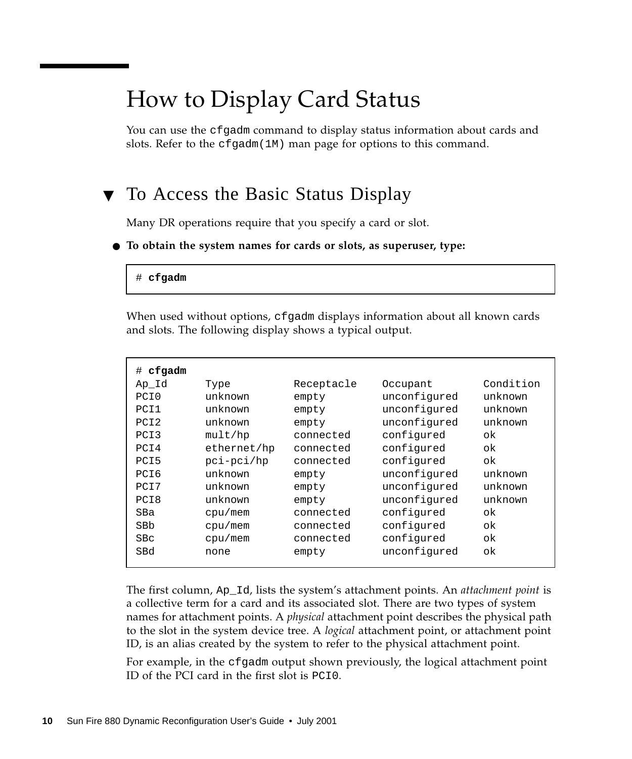# How to Display Card Status

You can use the `cfgadm` command to display status information about cards and slots. Refer to the `cfgadm(1M)` man page for options to this command.

## ▼ To Access the Basic Status Display

Many DR operations require that you specify a card or slot.

- **To obtain the system names for cards or slots, as superuser, type:**

```
# cfgadm
```

When used without options, `cfgadm` displays information about all known cards and slots. The following display shows a typical output.

```
# cfgadm
Ap_Id      Type          Receptacle    Occupant       Condition
PCI0       unknown       empty         unconfigured   unknown
PCI1       unknown       empty         unconfigured   unknown
PCI2       unknown       empty         unconfigured   unknown
PCI3       mult/hp       connected     configured     ok
PCI4       ethernet/hp   connected     configured     ok
PCI5       pci-pci/hp    connected     configured     ok
PCI6       unknown       empty         unconfigured   unknown
PCI7       unknown       empty         unconfigured   unknown
PCI8       unknown       empty         unconfigured   unknown
SBa        cpu/mem       connected     configured     ok
SBb        cpu/mem       connected     configured     ok
SBc        cpu/mem       connected     configured     ok
SBd        none          empty         unconfigured   ok
```

The first column, `Ap_Id`, lists the system's attachment points. An *attachment point* is a collective term for a card and its associated slot. There are two types of system names for attachment points. A *physical* attachment point describes the physical path to the slot in the system device tree. A *logical* attachment point, or attachment point ID, is an alias created by the system to refer to the physical attachment point.

For example, in the `cfgadm` output shown previously, the logical attachment point ID of the PCI card in the first slot is `PCI0`.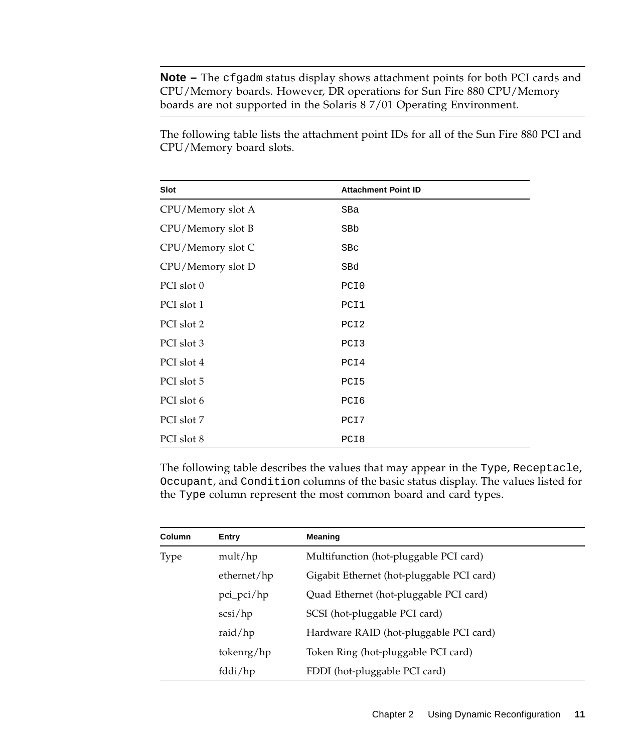**Note –** The `cfgadm` status display shows attachment points for both PCI cards and CPU/Memory boards. However, DR operations for Sun Fire 880 CPU/Memory boards are not supported in the Solaris 8 7/01 Operating Environment.

The following table lists the attachment point IDs for all of the Sun Fire 880 PCI and CPU/Memory board slots.

| Slot | Attachment Point ID |
|---|---|
| CPU/Memory slot A | `SBa` |
| CPU/Memory slot B | `SBb` |
| CPU/Memory slot C | `SBc` |
| CPU/Memory slot D | `SBd` |
| PCI slot 0 | `PCI0` |
| PCI slot 1 | `PCI1` |
| PCI slot 2 | `PCI2` |
| PCI slot 3 | `PCI3` |
| PCI slot 4 | `PCI4` |
| PCI slot 5 | `PCI5` |
| PCI slot 6 | `PCI6` |
| PCI slot 7 | `PCI7` |
| PCI slot 8 | `PCI8` |

The following table describes the values that may appear in the `Type`, `Receptacle`, `Occupant`, and `Condition` columns of the basic status display. The values listed for the `Type` column represent the most common board and card types.

| Column | Entry | Meaning |
|---|---|---|
| Type | mult/hp | Multifunction (hot-pluggable PCI card) |
| | ethernet/hp | Gigabit Ethernet (hot-pluggable PCI card) |
| | pci_pci/hp | Quad Ethernet (hot-pluggable PCI card) |
| | scsi/hp | SCSI (hot-pluggable PCI card) |
| | raid/hp | Hardware RAID (hot-pluggable PCI card) |
| | tokenrg/hp | Token Ring (hot-pluggable PCI card) |
| | fddi/hp | FDDI (hot-pluggable PCI card) |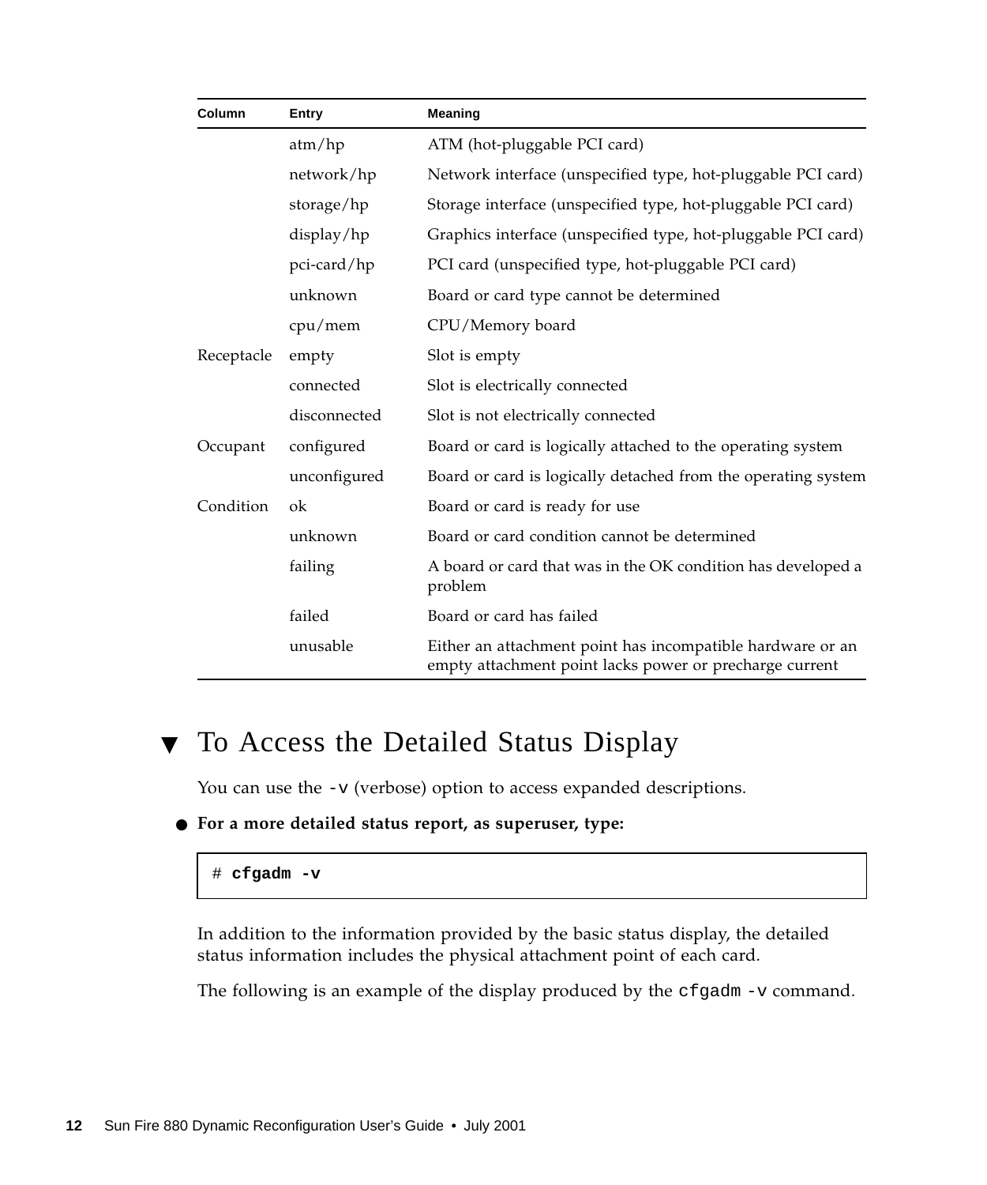| Column | Entry | Meaning |
|---|---|---|
| | atm/hp | ATM (hot-pluggable PCI card) |
| | network/hp | Network interface (unspecified type, hot-pluggable PCI card) |
| | storage/hp | Storage interface (unspecified type, hot-pluggable PCI card) |
| | display/hp | Graphics interface (unspecified type, hot-pluggable PCI card) |
| | pci-card/hp | PCI card (unspecified type, hot-pluggable PCI card) |
| | unknown | Board or card type cannot be determined |
| | cpu/mem | CPU/Memory board |
| Receptacle | empty | Slot is empty |
| | connected | Slot is electrically connected |
| | disconnected | Slot is not electrically connected |
| Occupant | configured | Board or card is logically attached to the operating system |
| | unconfigured | Board or card is logically detached from the operating system |
| Condition | ok | Board or card is ready for use |
| | unknown | Board or card condition cannot be determined |
| | failing | A board or card that was in the OK condition has developed a problem |
| | failed | Board or card has failed |
| | unusable | Either an attachment point has incompatible hardware or an empty attachment point lacks power or precharge current |

## ▼ To Access the Detailed Status Display

You can use the `-v` (verbose) option to access expanded descriptions.

● **For a more detailed status report, as superuser, type:**

```
# cfgadm -v
```

In addition to the information provided by the basic status display, the detailed status information includes the physical attachment point of each card.

The following is an example of the display produced by the `cfgadm -v` command.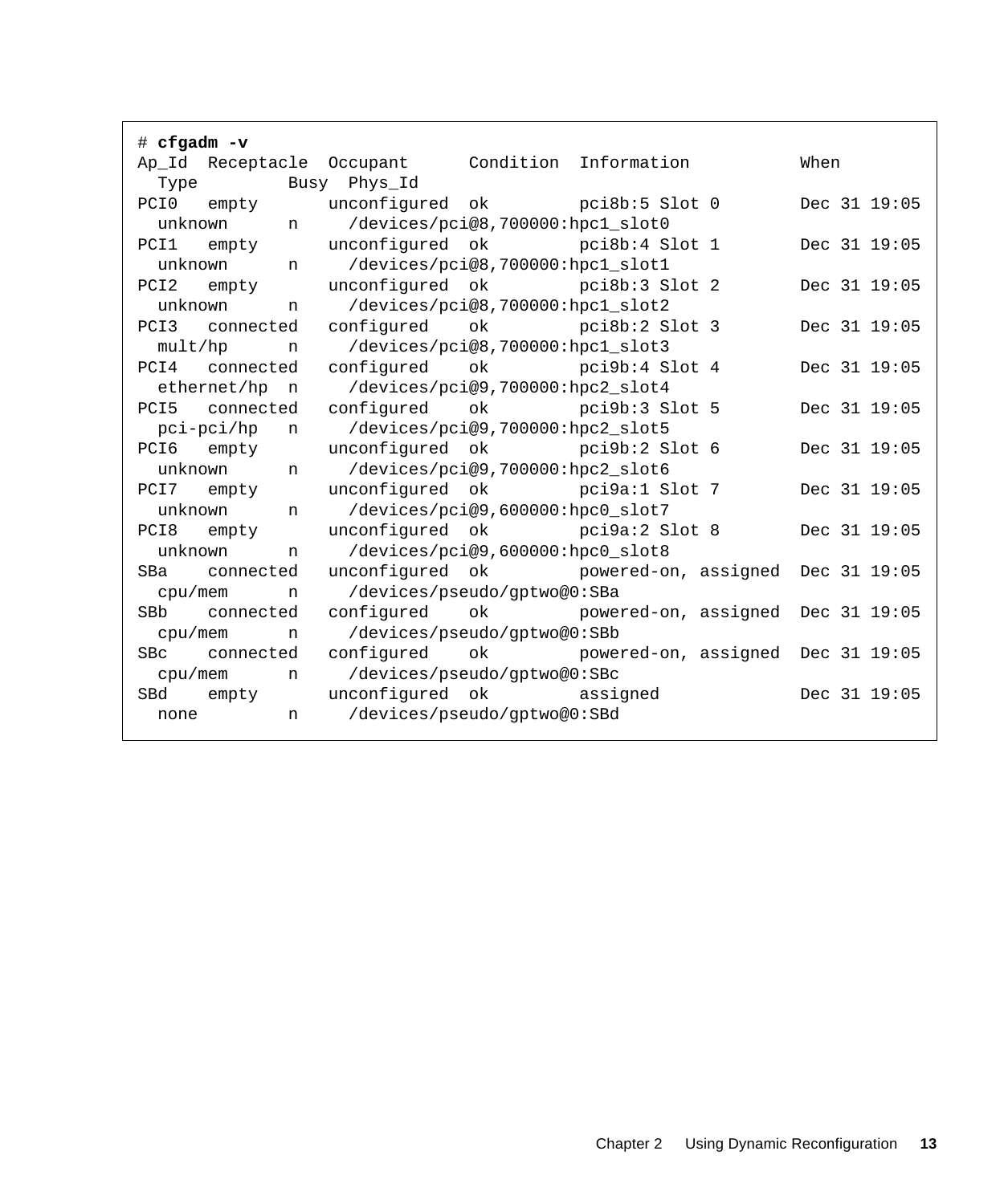```
# cfgadm -v
Ap_Id  Receptacle  Occupant      Condition  Information           When
  Type         Busy  Phys_Id
PCI0   empty       unconfigured  ok         pci8b:5 Slot 0        Dec 31 19:05
  unknown      n     /devices/pci@8,700000:hpc1_slot0
PCI1   empty       unconfigured  ok         pci8b:4 Slot 1        Dec 31 19:05
  unknown      n     /devices/pci@8,700000:hpc1_slot1
PCI2   empty       unconfigured  ok         pci8b:3 Slot 2        Dec 31 19:05
  unknown      n     /devices/pci@8,700000:hpc1_slot2
PCI3   connected   configured    ok         pci8b:2 Slot 3        Dec 31 19:05
  mult/hp      n     /devices/pci@8,700000:hpc1_slot3
PCI4   connected   configured    ok         pci9b:4 Slot 4        Dec 31 19:05
  ethernet/hp  n     /devices/pci@9,700000:hpc2_slot4
PCI5   connected   configured    ok         pci9b:3 Slot 5        Dec 31 19:05
  pci-pci/hp   n     /devices/pci@9,700000:hpc2_slot5
PCI6   empty       unconfigured  ok         pci9b:2 Slot 6        Dec 31 19:05
  unknown      n     /devices/pci@9,700000:hpc2_slot6
PCI7   empty       unconfigured  ok         pci9a:1 Slot 7        Dec 31 19:05
  unknown      n     /devices/pci@9,600000:hpc0_slot7
PCI8   empty       unconfigured  ok         pci9a:2 Slot 8        Dec 31 19:05
  unknown      n     /devices/pci@9,600000:hpc0_slot8
SBa    connected   unconfigured  ok         powered-on, assigned  Dec 31 19:05
  cpu/mem      n     /devices/pseudo/gptwo@0:SBa
SBb    connected   configured    ok         powered-on, assigned  Dec 31 19:05
  cpu/mem      n     /devices/pseudo/gptwo@0:SBb
SBc    connected   configured    ok         powered-on, assigned  Dec 31 19:05
  cpu/mem      n     /devices/pseudo/gptwo@0:SBc
SBd    empty       unconfigured  ok         assigned              Dec 31 19:05
  none         n     /devices/pseudo/gptwo@0:SBd
```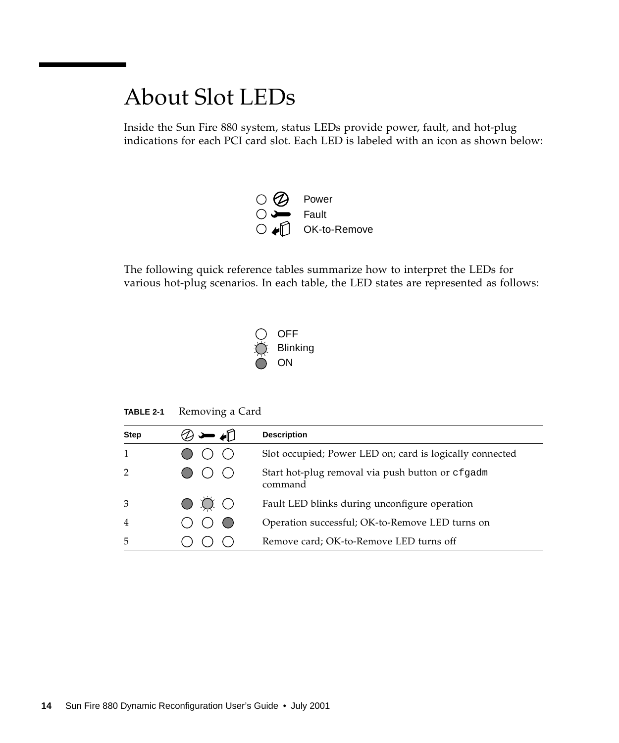# About Slot LEDs

Inside the Sun Fire 880 system, status LEDs provide power, fault, and hot-plug indications for each PCI card slot. Each LED is labeled with an icon as shown below:

- Power
- Fault
- OK-to-Remove

The following quick reference tables summarize how to interpret the LEDs for various hot-plug scenarios. In each table, the LED states are represented as follows:

- OFF
- Blinking
- ON

**TABLE 2-1** Removing a Card

| Step | Power | Fault | OK-to-Remove | Description |
|---|---|---|---|---|
| 1 | ON | OFF | OFF | Slot occupied; Power LED on; card is logically connected |
| 2 | ON | OFF | OFF | Start hot-plug removal via push button or `cfgadm` command |
| 3 | ON | Blinking | OFF | Fault LED blinks during unconfigure operation |
| 4 | OFF | OFF | ON | Operation successful; OK-to-Remove LED turns on |
| 5 | OFF | OFF | OFF | Remove card; OK-to-Remove LED turns off |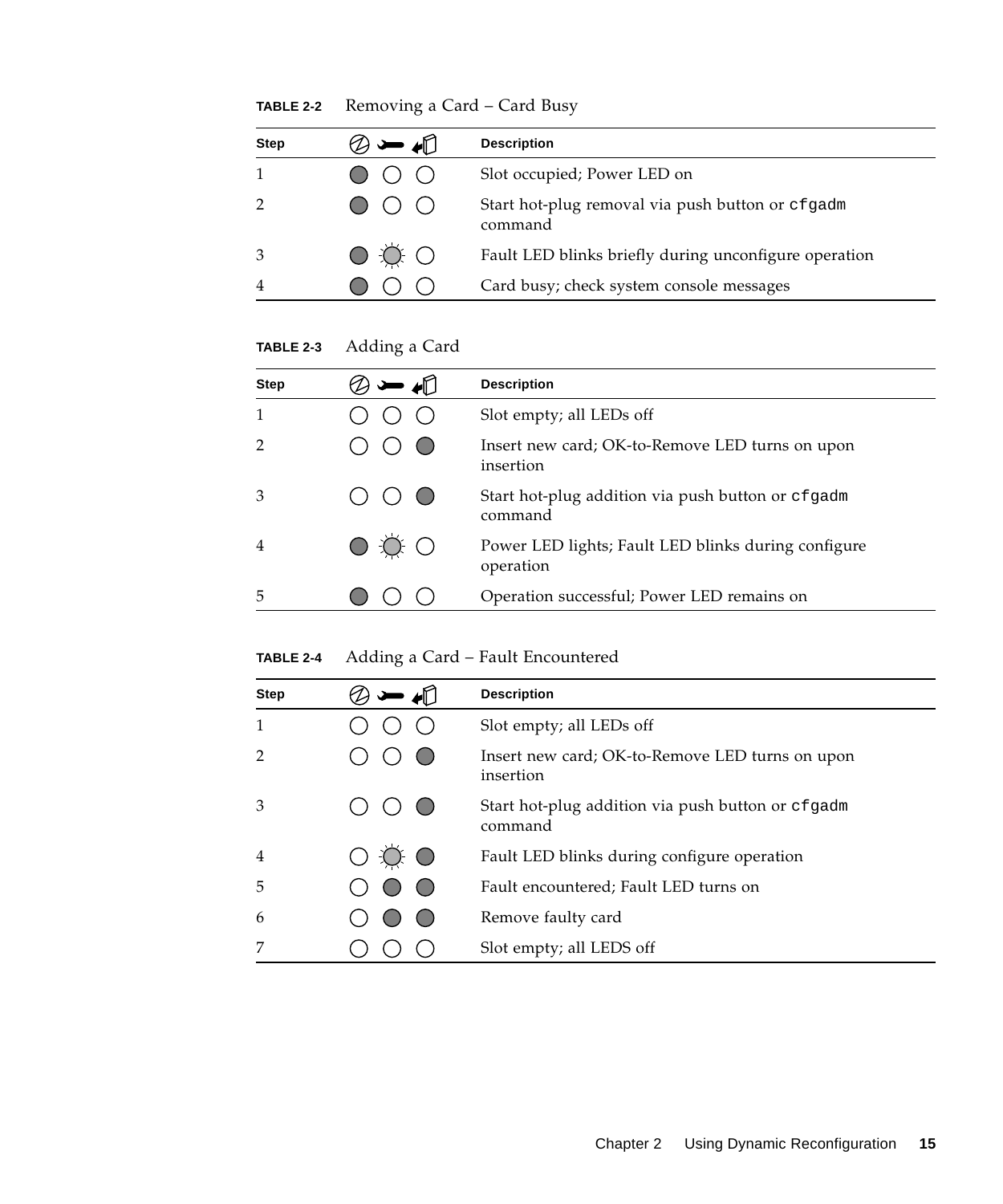**TABLE 2-2** Removing a Card – Card Busy

| Step | Power | Fault | OK-to-Remove | Description |
|---|---|---|---|---|
| 1 | ● | ○ | ○ | Slot occupied; Power LED on |
| 2 | ● | ○ | ○ | Start hot-plug removal via push button or `cfgadm` command |
| 3 | ● | ☼ | ○ | Fault LED blinks briefly during unconfigure operation |
| 4 | ● | ○ | ○ | Card busy; check system console messages |

**TABLE 2-3** Adding a Card

| Step | Power | Fault | OK-to-Remove | Description |
|---|---|---|---|---|
| 1 | ○ | ○ | ○ | Slot empty; all LEDs off |
| 2 | ○ | ○ | ● | Insert new card; OK-to-Remove LED turns on upon insertion |
| 3 | ○ | ○ | ● | Start hot-plug addition via push button or `cfgadm` command |
| 4 | ● | ☼ | ○ | Power LED lights; Fault LED blinks during configure operation |
| 5 | ● | ○ | ○ | Operation successful; Power LED remains on |

**TABLE 2-4** Adding a Card – Fault Encountered

| Step | Power | Fault | OK-to-Remove | Description |
|---|---|---|---|---|
| 1 | ○ | ○ | ○ | Slot empty; all LEDs off |
| 2 | ○ | ○ | ● | Insert new card; OK-to-Remove LED turns on upon insertion |
| 3 | ○ | ○ | ● | Start hot-plug addition via push button or `cfgadm` command |
| 4 | ○ | ☼ | ● | Fault LED blinks during configure operation |
| 5 | ○ | ● | ● | Fault encountered; Fault LED turns on |
| 6 | ○ | ● | ● | Remove faulty card |
| 7 | ○ | ○ | ○ | Slot empty; all LEDS off |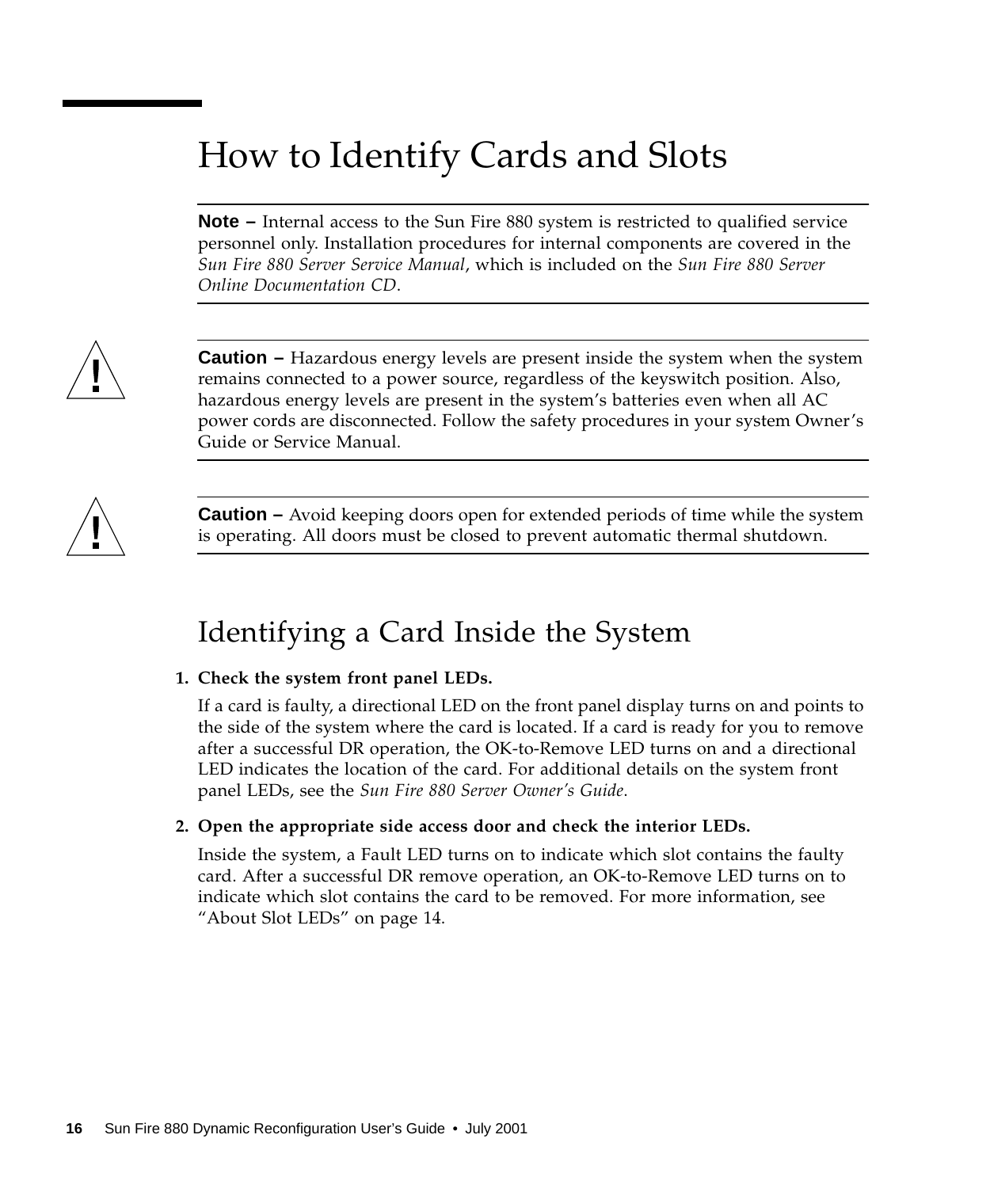# How to Identify Cards and Slots

---

**Note –** Internal access to the Sun Fire 880 system is restricted to qualified service personnel only. Installation procedures for internal components are covered in the *Sun Fire 880 Server Service Manual*, which is included on the *Sun Fire 880 Server Online Documentation CD*.

---

---

**Caution –** Hazardous energy levels are present inside the system when the system remains connected to a power source, regardless of the keyswitch position. Also, hazardous energy levels are present in the system's batteries even when all AC power cords are disconnected. Follow the safety procedures in your system Owner's Guide or Service Manual.

---

---

**Caution –** Avoid keeping doors open for extended periods of time while the system is operating. All doors must be closed to prevent automatic thermal shutdown.

---

## Identifying a Card Inside the System

1. **Check the system front panel LEDs.**

   If a card is faulty, a directional LED on the front panel display turns on and points to the side of the system where the card is located. If a card is ready for you to remove after a successful DR operation, the OK-to-Remove LED turns on and a directional LED indicates the location of the card. For additional details on the system front panel LEDs, see the *Sun Fire 880 Server Owner's Guide*.

2. **Open the appropriate side access door and check the interior LEDs.**

   Inside the system, a Fault LED turns on to indicate which slot contains the faulty card. After a successful DR remove operation, an OK-to-Remove LED turns on to indicate which slot contains the card to be removed. For more information, see "About Slot LEDs" on page 14.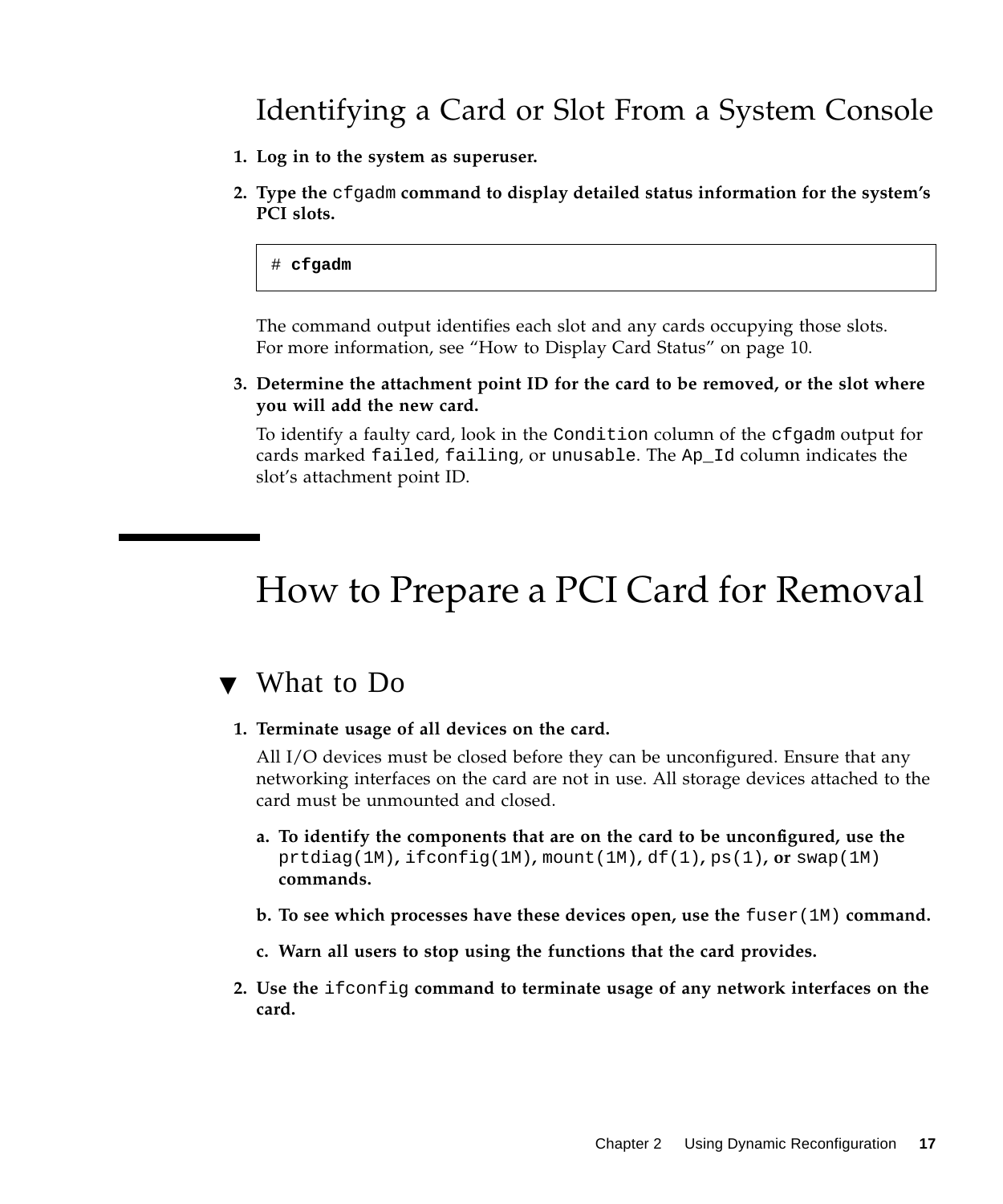### Identifying a Card or Slot From a System Console

1. **Log in to the system as superuser.**
2. **Type the `cfgadm` command to display detailed status information for the system's PCI slots.**

```
# cfgadm
```

   The command output identifies each slot and any cards occupying those slots. For more information, see "How to Display Card Status" on page 10.

3. **Determine the attachment point ID for the card to be removed, or the slot where you will add the new card.**

   To identify a faulty card, look in the `Condition` column of the `cfgadm` output for cards marked `failed`, `failing`, or `unusable`. The `Ap_Id` column indicates the slot's attachment point ID.

# How to Prepare a PCI Card for Removal

## ▼ What to Do

1. **Terminate usage of all devices on the card.**

   All I/O devices must be closed before they can be unconfigured. Ensure that any networking interfaces on the card are not in use. All storage devices attached to the card must be unmounted and closed.

   a. **To identify the components that are on the card to be unconfigured, use the `prtdiag(1M)`, `ifconfig(1M)`, `mount(1M)`, `df(1)`, `ps(1)`, or `swap(1M)` commands.**

   b. **To see which processes have these devices open, use the `fuser(1M)` command.**

   c. **Warn all users to stop using the functions that the card provides.**

2. **Use the `ifconfig` command to terminate usage of any network interfaces on the card.**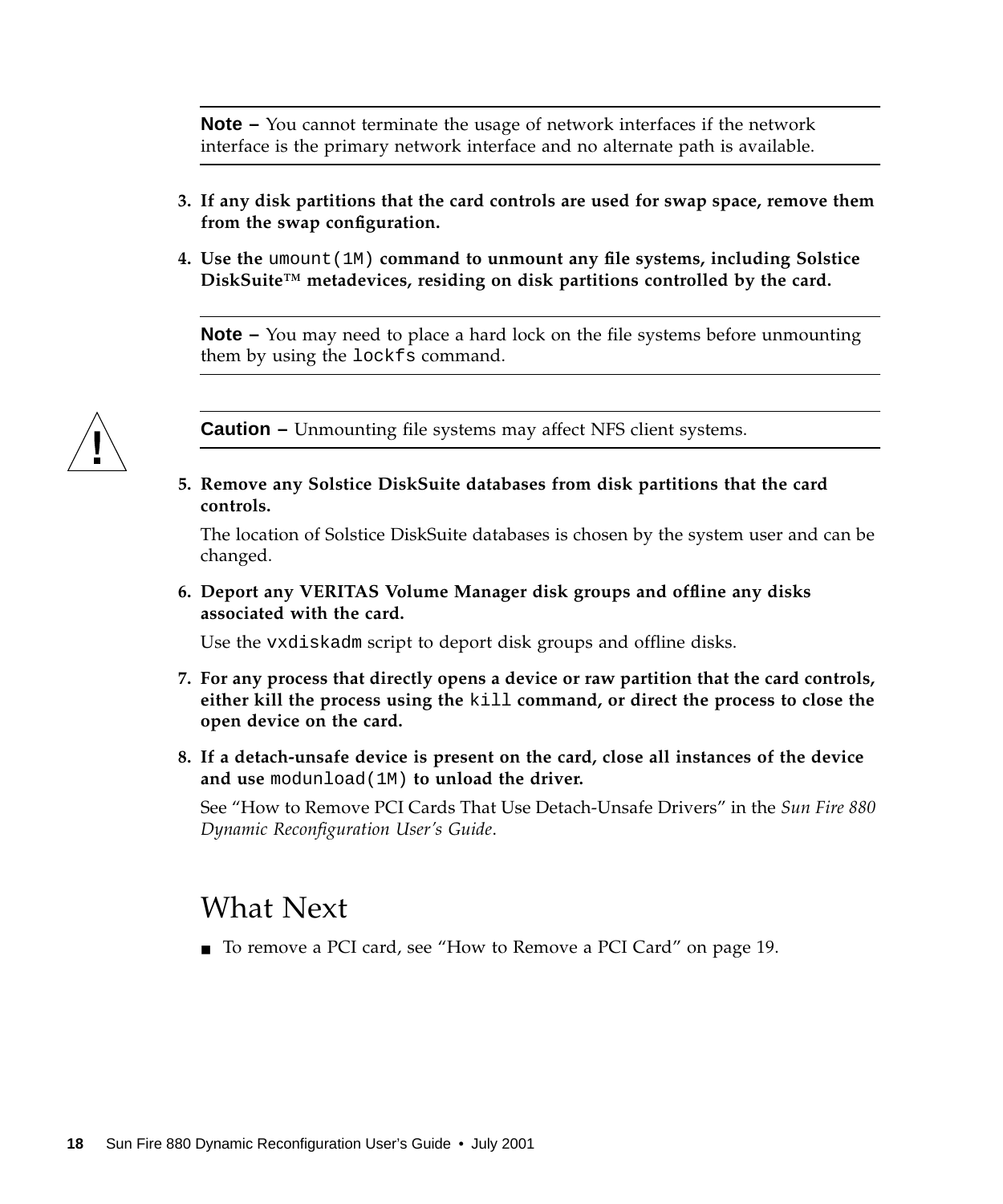---

**Note –** You cannot terminate the usage of network interfaces if the network interface is the primary network interface and no alternate path is available.

---

3. **If any disk partitions that the card controls are used for swap space, remove them from the swap configuration.**

4. **Use the `umount(1M)` command to unmount any file systems, including Solstice DiskSuite™ metadevices, residing on disk partitions controlled by the card.**

---

**Note –** You may need to place a hard lock on the file systems before unmounting them by using the `lockfs` command.

---

---

**Caution –** Unmounting file systems may affect NFS client systems.

---

5. **Remove any Solstice DiskSuite databases from disk partitions that the card controls.**

   The location of Solstice DiskSuite databases is chosen by the system user and can be changed.

6. **Deport any VERITAS Volume Manager disk groups and offline any disks associated with the card.**

   Use the `vxdiskadm` script to deport disk groups and offline disks.

7. **For any process that directly opens a device or raw partition that the card controls, either kill the process using the `kill` command, or direct the process to close the open device on the card.**

8. **If a detach-unsafe device is present on the card, close all instances of the device and use `modunload(1M)` to unload the driver.**

   See "How to Remove PCI Cards That Use Detach-Unsafe Drivers" in the *Sun Fire 880 Dynamic Reconfiguration User's Guide*.

## What Next

- To remove a PCI card, see "How to Remove a PCI Card" on page 19.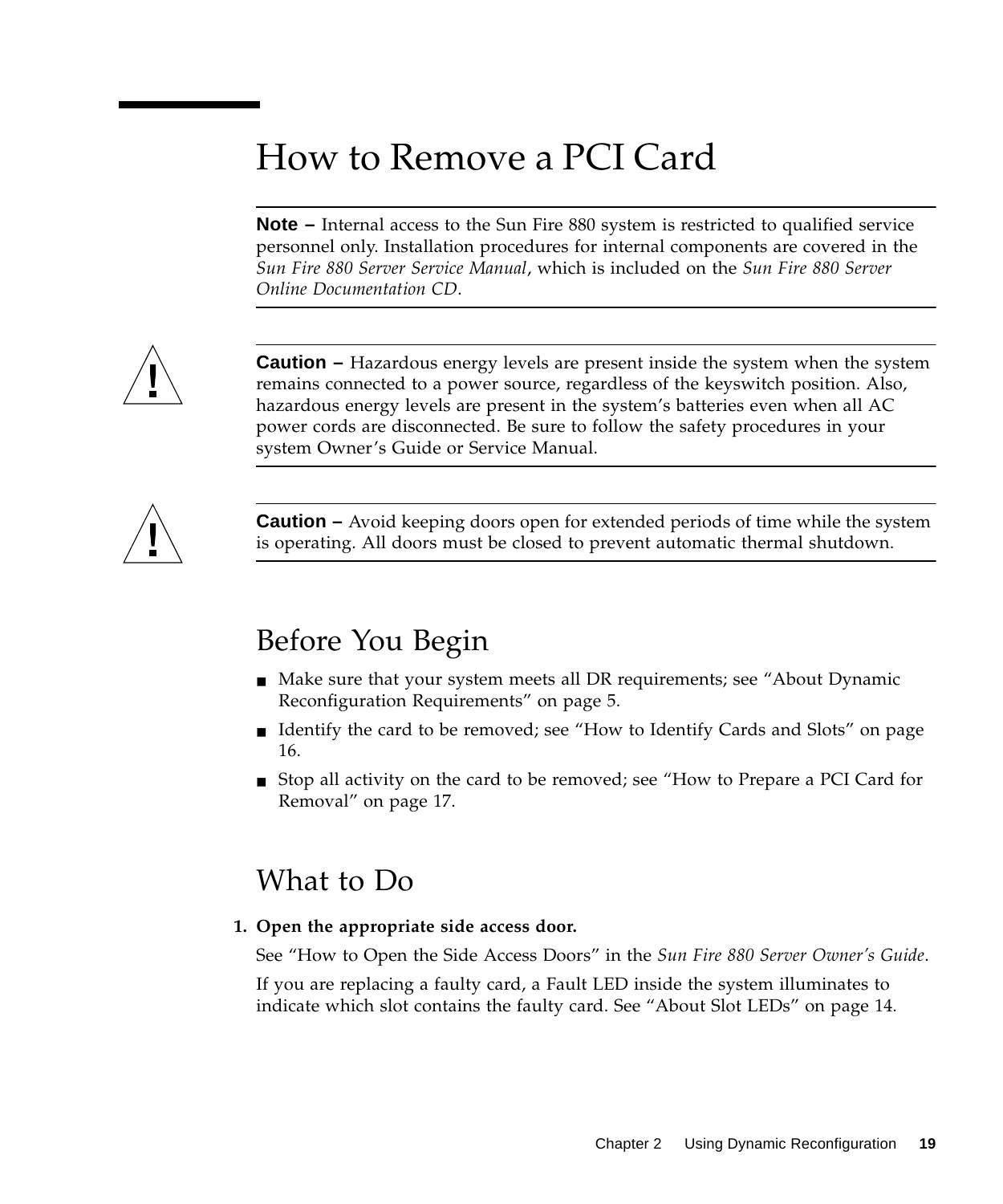# How to Remove a PCI Card

---

**Note –** Internal access to the Sun Fire 880 system is restricted to qualified service personnel only. Installation procedures for internal components are covered in the *Sun Fire 880 Server Service Manual*, which is included on the *Sun Fire 880 Server Online Documentation CD*.

---

**Caution –** Hazardous energy levels are present inside the system when the system remains connected to a power source, regardless of the keyswitch position. Also, hazardous energy levels are present in the system's batteries even when all AC power cords are disconnected. Be sure to follow the safety procedures in your system Owner's Guide or Service Manual.

---

**Caution –** Avoid keeping doors open for extended periods of time while the system is operating. All doors must be closed to prevent automatic thermal shutdown.

---

## Before You Begin

- Make sure that your system meets all DR requirements; see "About Dynamic Reconfiguration Requirements" on page 5.
- Identify the card to be removed; see "How to Identify Cards and Slots" on page 16.
- Stop all activity on the card to be removed; see "How to Prepare a PCI Card for Removal" on page 17.

## What to Do

1. **Open the appropriate side access door.**

   See "How to Open the Side Access Doors" in the *Sun Fire 880 Server Owner's Guide*.

   If you are replacing a faulty card, a Fault LED inside the system illuminates to indicate which slot contains the faulty card. See "About Slot LEDs" on page 14.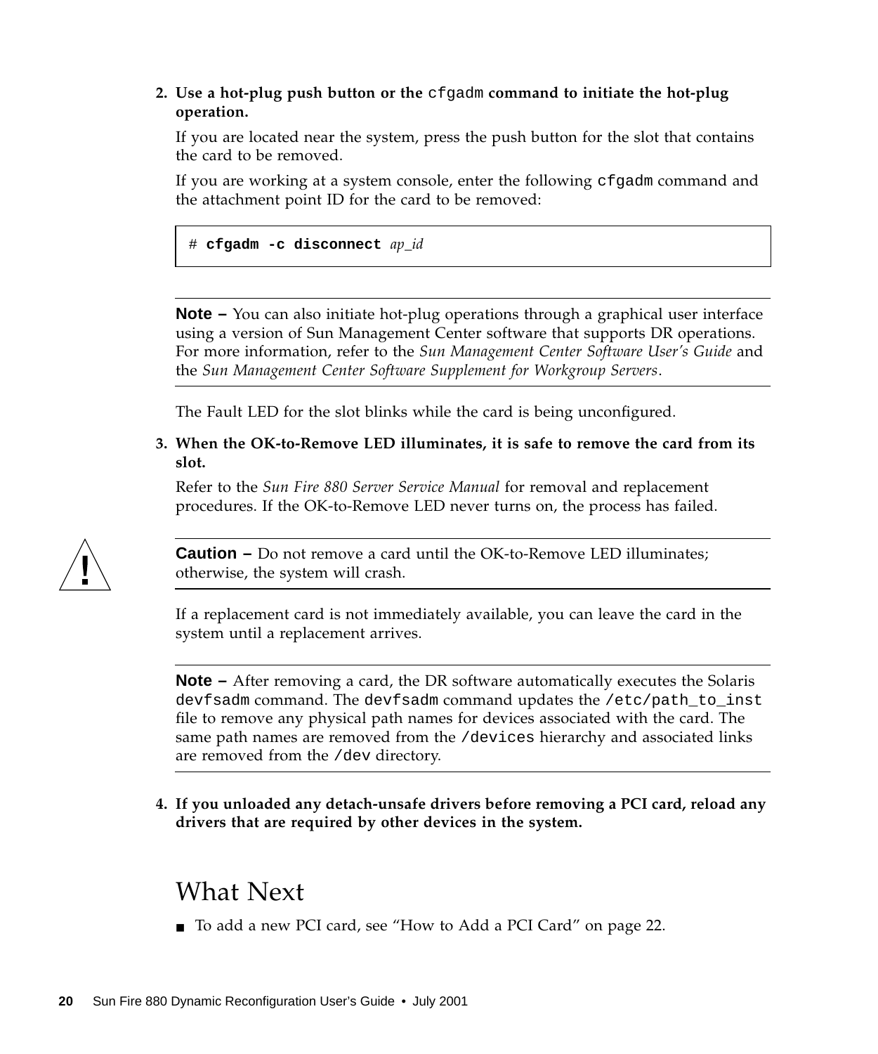2. **Use a hot-plug push button or the `cfgadm` command to initiate the hot-plug operation.**

   If you are located near the system, press the push button for the slot that contains the card to be removed.

   If you are working at a system console, enter the following `cfgadm` command and the attachment point ID for the card to be removed:

```
# cfgadm -c disconnect ap_id
```

---

**Note –** You can also initiate hot-plug operations through a graphical user interface using a version of Sun Management Center software that supports DR operations. For more information, refer to the *Sun Management Center Software User's Guide* and the *Sun Management Center Software Supplement for Workgroup Servers*.

---

   The Fault LED for the slot blinks while the card is being unconfigured.

3. **When the OK-to-Remove LED illuminates, it is safe to remove the card from its slot.**

   Refer to the *Sun Fire 880 Server Service Manual* for removal and replacement procedures. If the OK-to-Remove LED never turns on, the process has failed.

---

**Caution –** Do not remove a card until the OK-to-Remove LED illuminates; otherwise, the system will crash.

---

   If a replacement card is not immediately available, you can leave the card in the system until a replacement arrives.

---

**Note –** After removing a card, the DR software automatically executes the Solaris `devfsadm` command. The `devfsadm` command updates the `/etc/path_to_inst` file to remove any physical path names for devices associated with the card. The same path names are removed from the `/devices` hierarchy and associated links are removed from the `/dev` directory.

---

4. **If you unloaded any detach-unsafe drivers before removing a PCI card, reload any drivers that are required by other devices in the system.**

## What Next

- To add a new PCI card, see "How to Add a PCI Card" on page 22.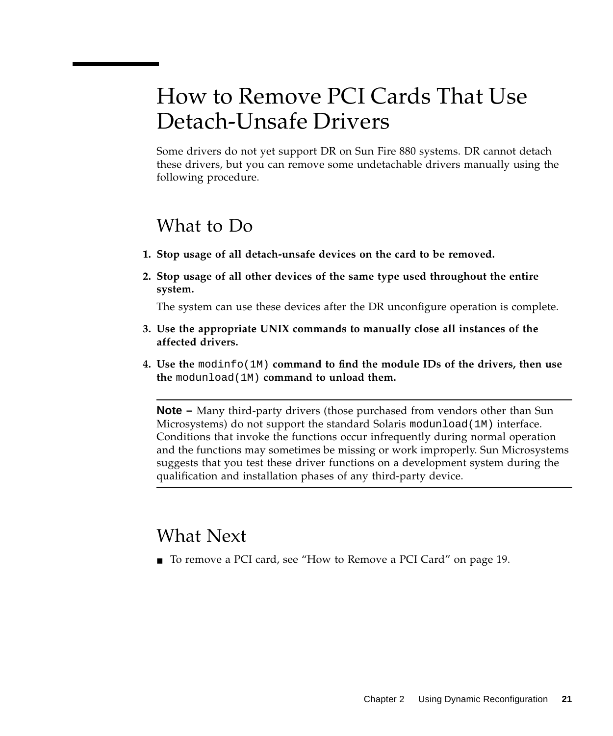# How to Remove PCI Cards That Use Detach-Unsafe Drivers

Some drivers do not yet support DR on Sun Fire 880 systems. DR cannot detach these drivers, but you can remove some undetachable drivers manually using the following procedure.

## What to Do

1. **Stop usage of all detach-unsafe devices on the card to be removed.**
2. **Stop usage of all other devices of the same type used throughout the entire system.**

   The system can use these devices after the DR unconfigure operation is complete.
3. **Use the appropriate UNIX commands to manually close all instances of the affected drivers.**
4. **Use the `modinfo(1M)` command to find the module IDs of the drivers, then use the `modunload(1M)` command to unload them.**

---

**Note –** Many third-party drivers (those purchased from vendors other than Sun Microsystems) do not support the standard Solaris `modunload(1M)` interface. Conditions that invoke the functions occur infrequently during normal operation and the functions may sometimes be missing or work improperly. Sun Microsystems suggests that you test these driver functions on a development system during the qualification and installation phases of any third-party device.

---

## What Next

- To remove a PCI card, see "How to Remove a PCI Card" on page 19.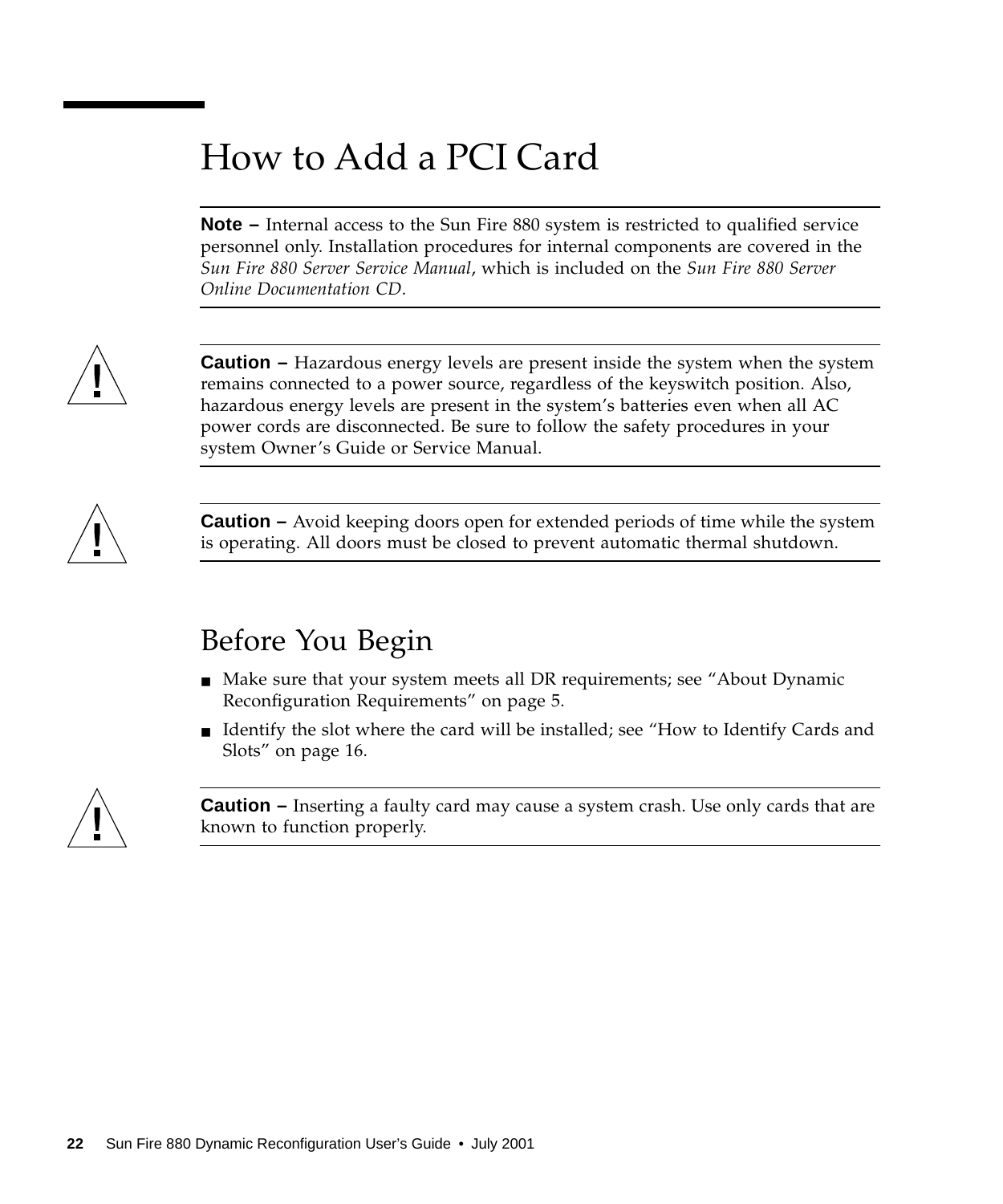# How to Add a PCI Card

---

**Note –** Internal access to the Sun Fire 880 system is restricted to qualified service personnel only. Installation procedures for internal components are covered in the *Sun Fire 880 Server Service Manual*, which is included on the *Sun Fire 880 Server Online Documentation CD*.

---

---

**Caution –** Hazardous energy levels are present inside the system when the system remains connected to a power source, regardless of the keyswitch position. Also, hazardous energy levels are present in the system's batteries even when all AC power cords are disconnected. Be sure to follow the safety procedures in your system Owner's Guide or Service Manual.

---

---

**Caution –** Avoid keeping doors open for extended periods of time while the system is operating. All doors must be closed to prevent automatic thermal shutdown.

---

## Before You Begin

- Make sure that your system meets all DR requirements; see "About Dynamic Reconfiguration Requirements" on page 5.
- Identify the slot where the card will be installed; see "How to Identify Cards and Slots" on page 16.

---

**Caution –** Inserting a faulty card may cause a system crash. Use only cards that are known to function properly.

---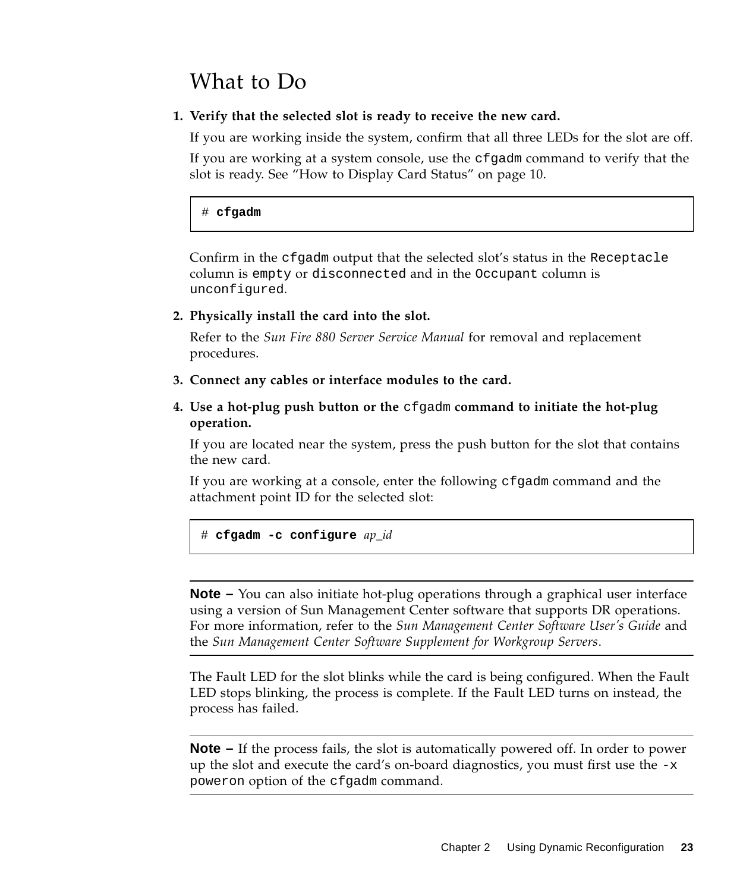## What to Do

1. **Verify that the selected slot is ready to receive the new card.**

   If you are working inside the system, confirm that all three LEDs for the slot are off.

   If you are working at a system console, use the `cfgadm` command to verify that the slot is ready. See "How to Display Card Status" on page 10.

   ```
   # cfgadm
   ```

   Confirm in the `cfgadm` output that the selected slot's status in the `Receptacle` column is `empty` or `disconnected` and in the `Occupant` column is `unconfigured`.

2. **Physically install the card into the slot.**

   Refer to the *Sun Fire 880 Server Service Manual* for removal and replacement procedures.

3. **Connect any cables or interface modules to the card.**

4. **Use a hot-plug push button or the `cfgadm` command to initiate the hot-plug operation.**

   If you are located near the system, press the push button for the slot that contains the new card.

   If you are working at a console, enter the following `cfgadm` command and the attachment point ID for the selected slot:

   ```
   # cfgadm -c configure ap_id
   ```

---

**Note –** You can also initiate hot-plug operations through a graphical user interface using a version of Sun Management Center software that supports DR operations. For more information, refer to the *Sun Management Center Software User's Guide* and the *Sun Management Center Software Supplement for Workgroup Servers*.

---

The Fault LED for the slot blinks while the card is being configured. When the Fault LED stops blinking, the process is complete. If the Fault LED turns on instead, the process has failed.

---

**Note –** If the process fails, the slot is automatically powered off. In order to power up the slot and execute the card's on-board diagnostics, you must first use the `-x poweron` option of the `cfgadm` command.

---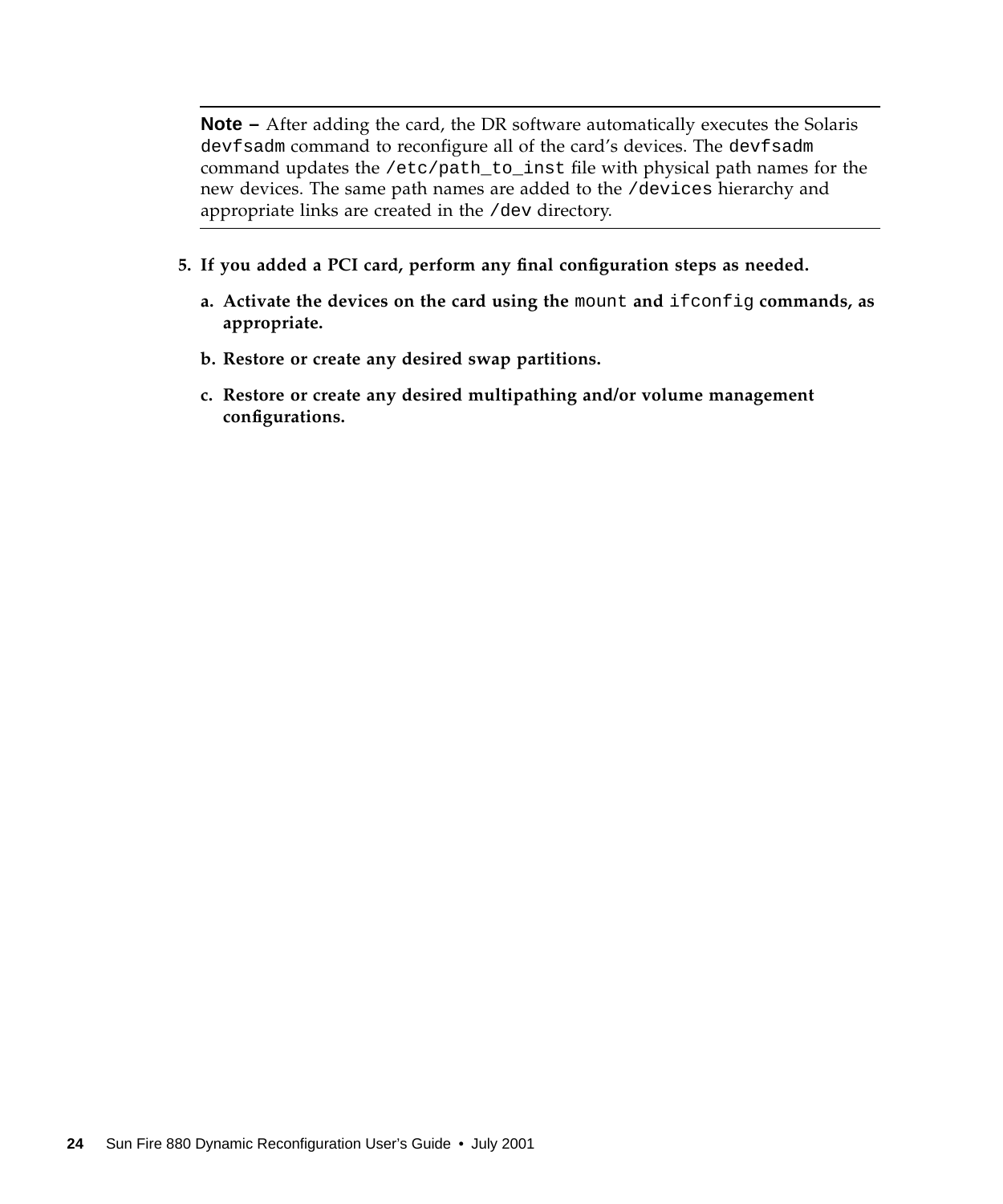---

**Note –** After adding the card, the DR software automatically executes the Solaris `devfsadm` command to reconfigure all of the card's devices. The `devfsadm` command updates the `/etc/path_to_inst` file with physical path names for the new devices. The same path names are added to the `/devices` hierarchy and appropriate links are created in the `/dev` directory.

---

5. **If you added a PCI card, perform any final configuration steps as needed.**

   a. **Activate the devices on the card using the** `mount` **and** `ifconfig` **commands, as appropriate.**

   b. **Restore or create any desired swap partitions.**

   c. **Restore or create any desired multipathing and/or volume management configurations.**